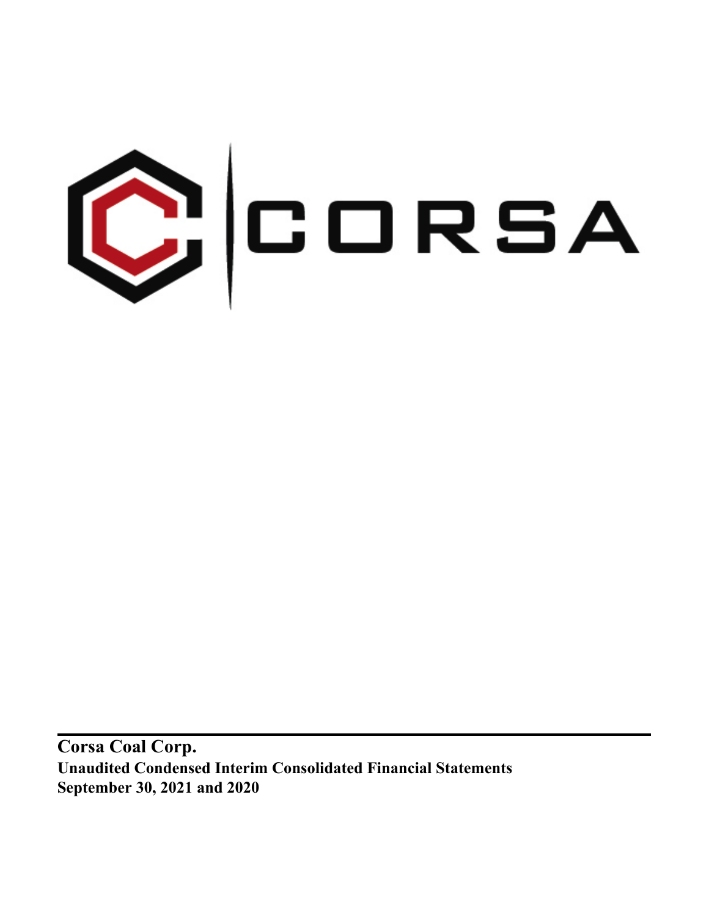CORSA

**Corsa Coal Corp.**

**Unaudited Condensed Interim Consolidated Financial Statements**

**September 30, 2021 and 2020**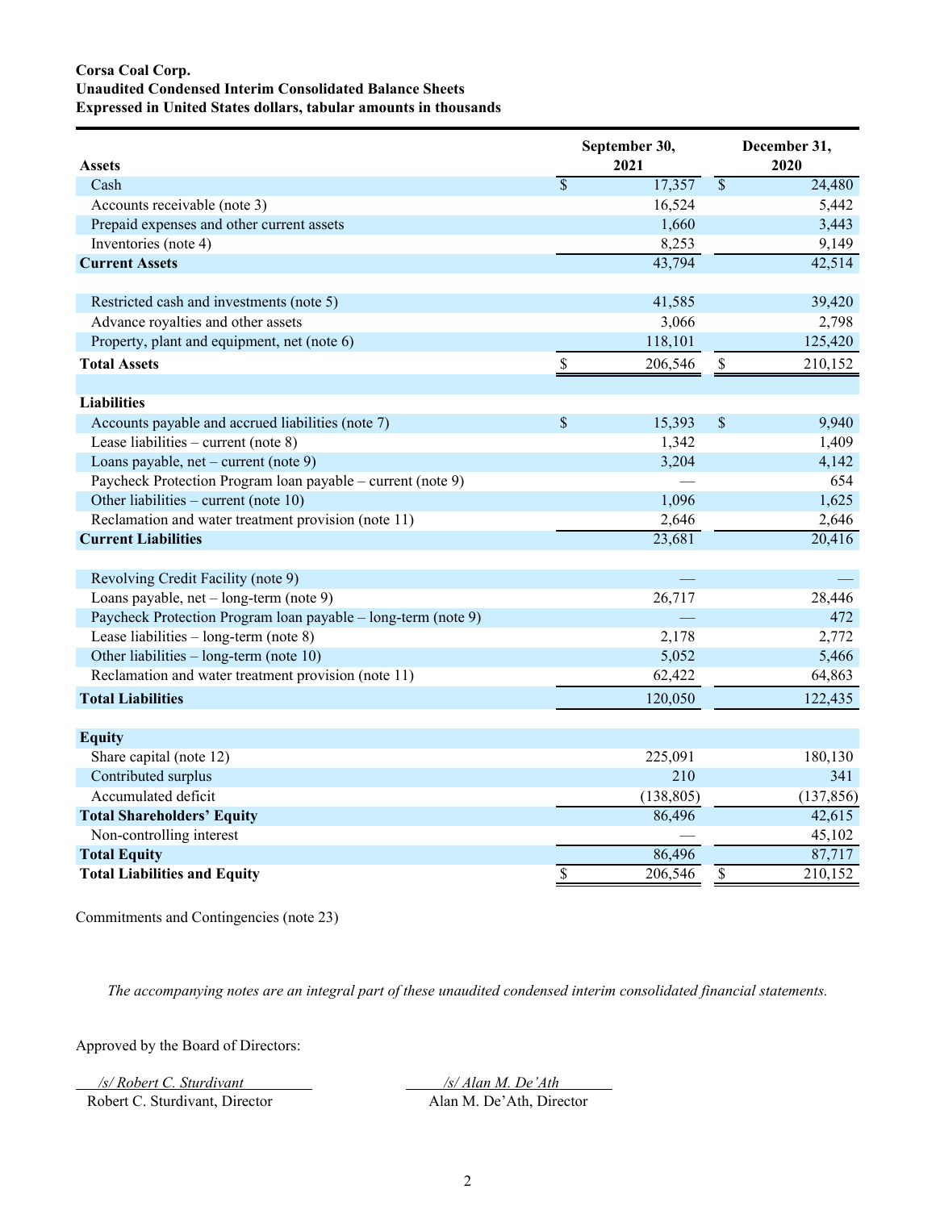**Corsa Coal Corp.**
**Unaudited Condensed Interim Consolidated Balance Sheets**
**Expressed in United States dollars, tabular amounts in thousands**

| **Assets** | **September 30, 2021** | **December 31, 2020** |
|---|---|---|
| Cash | $ 17,357 | $ 24,480 |
| Accounts receivable (note 3) | 16,524 | 5,442 |
| Prepaid expenses and other current assets | 1,660 | 3,443 |
| Inventories (note 4) | 8,253 | 9,149 |
| **Current Assets** | 43,794 | 42,514 |
| | | |
| Restricted cash and investments (note 5) | 41,585 | 39,420 |
| Advance royalties and other assets | 3,066 | 2,798 |
| Property, plant and equipment, net (note 6) | 118,101 | 125,420 |
| **Total Assets** | $ 206,546 | $ 210,152 |
| | | |
| **Liabilities** | | |
| Accounts payable and accrued liabilities (note 7) | $ 15,393 | $ 9,940 |
| Lease liabilities – current (note 8) | 1,342 | 1,409 |
| Loans payable, net – current (note 9) | 3,204 | 4,142 |
| Paycheck Protection Program loan payable – current (note 9) | — | 654 |
| Other liabilities – current (note 10) | 1,096 | 1,625 |
| Reclamation and water treatment provision (note 11) | 2,646 | 2,646 |
| **Current Liabilities** | 23,681 | 20,416 |
| | | |
| Revolving Credit Facility (note 9) | — | — |
| Loans payable, net – long-term (note 9) | 26,717 | 28,446 |
| Paycheck Protection Program loan payable – long-term (note 9) | — | 472 |
| Lease liabilities – long-term (note 8) | 2,178 | 2,772 |
| Other liabilities – long-term (note 10) | 5,052 | 5,466 |
| Reclamation and water treatment provision (note 11) | 62,422 | 64,863 |
| **Total Liabilities** | 120,050 | 122,435 |
| | | |
| **Equity** | | |
| Share capital (note 12) | 225,091 | 180,130 |
| Contributed surplus | 210 | 341 |
| Accumulated deficit | (138,805) | (137,856) |
| **Total Shareholders' Equity** | 86,496 | 42,615 |
| Non-controlling interest | — | 45,102 |
| **Total Equity** | 86,496 | 87,717 |
| **Total Liabilities and Equity** | $ 206,546 | $ 210,152 |

Commitments and Contingencies (note 23)

*The accompanying notes are an integral part of these unaudited condensed interim consolidated financial statements.*

Approved by the Board of Directors:

*/s/ Robert C. Sturdivant*
Robert C. Sturdivant, Director

*/s/ Alan M. De'Ath*
Alan M. De'Ath, Director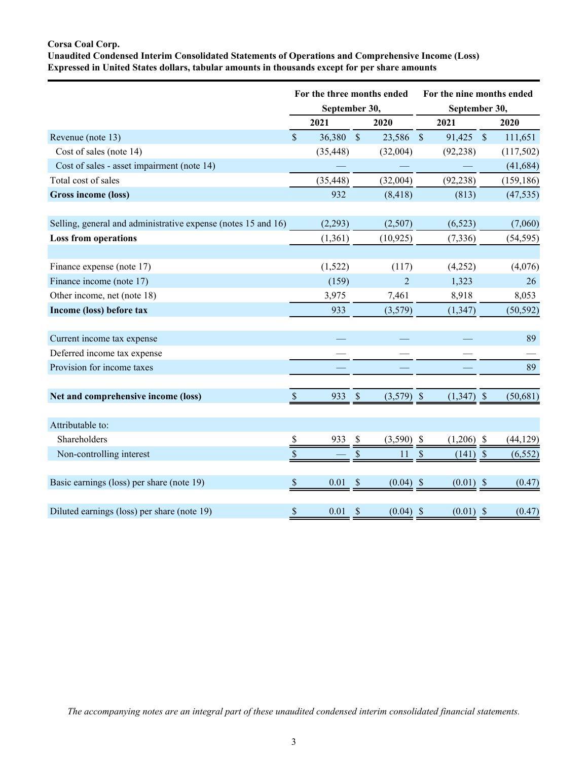**Corsa Coal Corp.**
**Unaudited Condensed Interim Consolidated Statements of Operations and Comprehensive Income (Loss)**
**Expressed in United States dollars, tabular amounts in thousands except for per share amounts**

| | For the three months ended September 30, | | For the nine months ended September 30, | |
|---|---|---|---|---|
| | **2021** | **2020** | **2021** | **2020** |
| Revenue (note 13) | $ 36,380 | $ 23,586 | $ 91,425 | $ 111,651 |
| Cost of sales (note 14) | (35,448) | (32,004) | (92,238) | (117,502) |
| Cost of sales - asset impairment (note 14) | — | — | — | (41,684) |
| Total cost of sales | (35,448) | (32,004) | (92,238) | (159,186) |
| **Gross income (loss)** | 932 | (8,418) | (813) | (47,535) |
| | | | | |
| Selling, general and administrative expense (notes 15 and 16) | (2,293) | (2,507) | (6,523) | (7,060) |
| **Loss from operations** | (1,361) | (10,925) | (7,336) | (54,595) |
| | | | | |
| Finance expense (note 17) | (1,522) | (117) | (4,252) | (4,076) |
| Finance income (note 17) | (159) | 2 | 1,323 | 26 |
| Other income, net (note 18) | 3,975 | 7,461 | 8,918 | 8,053 |
| **Income (loss) before tax** | 933 | (3,579) | (1,347) | (50,592) |
| | | | | |
| Current income tax expense | — | — | — | 89 |
| Deferred income tax expense | — | — | — | — |
| Provision for income taxes | — | — | — | 89 |
| | | | | |
| **Net and comprehensive income (loss)** | $ 933 | $ (3,579) | $ (1,347) | $ (50,681) |
| | | | | |
| Attributable to: | | | | |
| Shareholders | $ 933 | $ (3,590) | $ (1,206) | $ (44,129) |
| Non-controlling interest | $ — | $ 11 | $ (141) | $ (6,552) |
| | | | | |
| Basic earnings (loss) per share (note 19) | $ 0.01 | $ (0.04) | $ (0.01) | $ (0.47) |
| | | | | |
| Diluted earnings (loss) per share (note 19) | $ 0.01 | $ (0.04) | $ (0.01) | $ (0.47) |

*The accompanying notes are an integral part of these unaudited condensed interim consolidated financial statements.*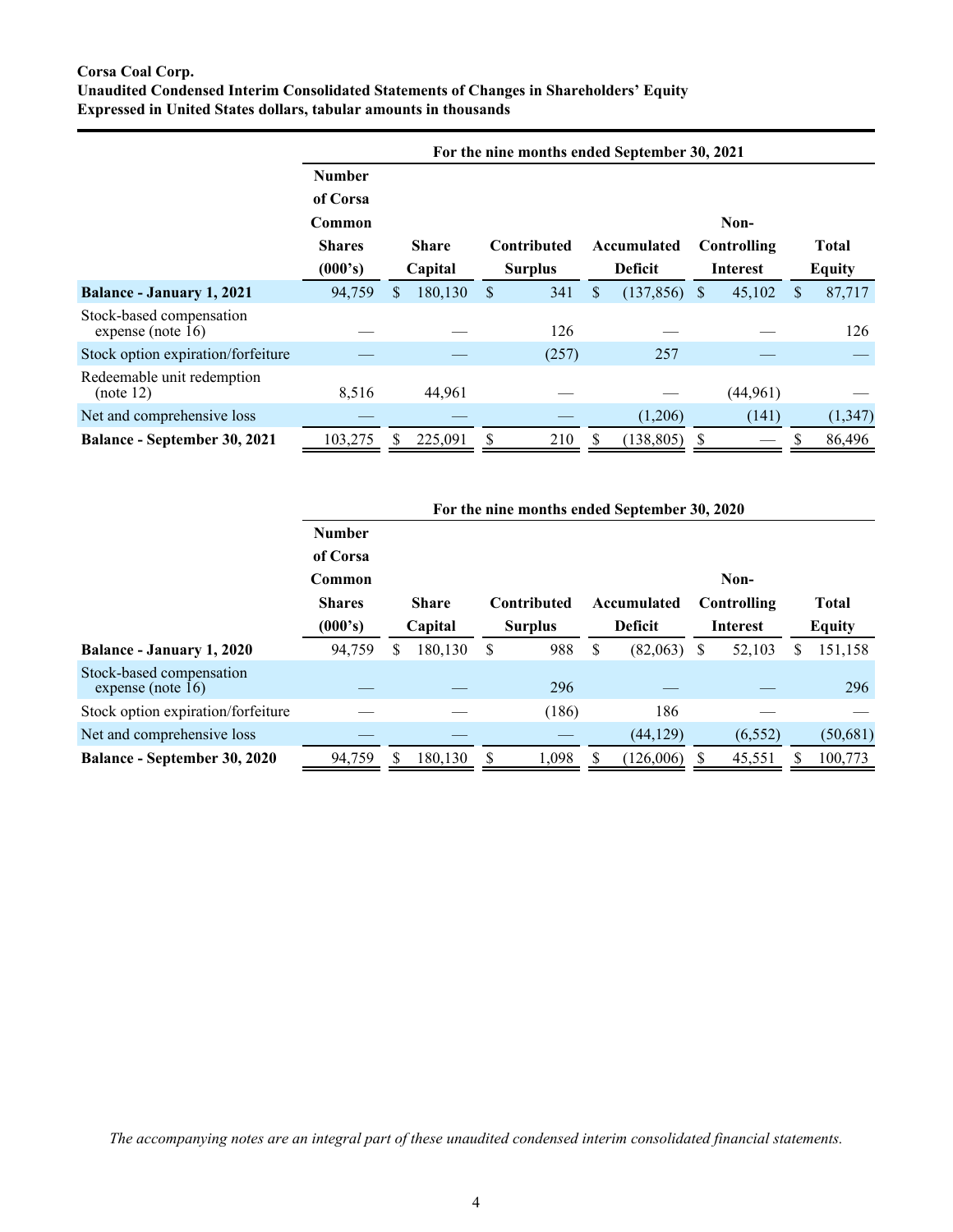**Corsa Coal Corp.**
**Unaudited Condensed Interim Consolidated Statements of Changes in Shareholders' Equity**
**Expressed in United States dollars, tabular amounts in thousands**

| | For the nine months ended September 30, 2021 | | | | | |
|---|---|---|---|---|---|---|
| | **Number of Corsa Common Shares (000's)** | **Share Capital** | **Contributed Surplus** | **Accumulated Deficit** | **Non-Controlling Interest** | **Total Equity** |
| **Balance - January 1, 2021** | 94,759 | $ 180,130 | $ 341 | $ (137,856) | $ 45,102 | $ 87,717 |
| Stock-based compensation expense (note 16) | — | — | 126 | — | — | 126 |
| Stock option expiration/forfeiture | — | — | (257) | 257 | — | — |
| Redeemable unit redemption (note 12) | 8,516 | 44,961 | — | — | (44,961) | — |
| Net and comprehensive loss | — | — | — | (1,206) | (141) | (1,347) |
| **Balance - September 30, 2021** | 103,275 | $ 225,091 | $ 210 | $ (138,805) | $ — | $ 86,496 |

| | For the nine months ended September 30, 2020 | | | | | |
|---|---|---|---|---|---|---|
| | **Number of Corsa Common Shares (000's)** | **Share Capital** | **Contributed Surplus** | **Accumulated Deficit** | **Non-Controlling Interest** | **Total Equity** |
| **Balance - January 1, 2020** | 94,759 | $ 180,130 | $ 988 | $ (82,063) | $ 52,103 | $ 151,158 |
| Stock-based compensation expense (note 16) | — | — | 296 | — | — | 296 |
| Stock option expiration/forfeiture | — | — | (186) | 186 | — | — |
| Net and comprehensive loss | — | — | — | (44,129) | (6,552) | (50,681) |
| **Balance - September 30, 2020** | 94,759 | $ 180,130 | $ 1,098 | $ (126,006) | $ 45,551 | $ 100,773 |

*The accompanying notes are an integral part of these unaudited condensed interim consolidated financial statements.*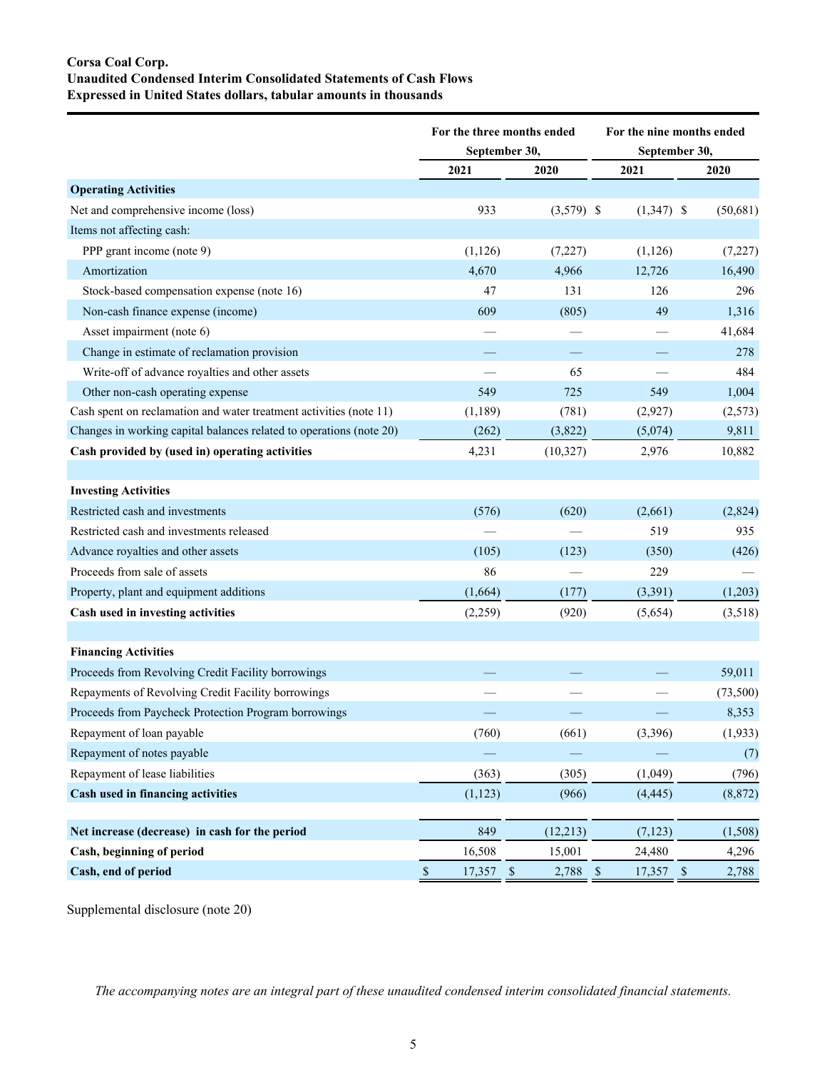**Corsa Coal Corp.**
**Unaudited Condensed Interim Consolidated Statements of Cash Flows**
**Expressed in United States dollars, tabular amounts in thousands**

| | For the three months ended September 30, | | For the nine months ended September 30, | |
|---|---|---|---|---|
| | **2021** | **2020** | **2021** | **2020** |
| **Operating Activities** | | | | |
| Net and comprehensive income (loss) | 933 | (3,579) | $ (1,347) | $ (50,681) |
| Items not affecting cash: | | | | |
| PPP grant income (note 9) | (1,126) | (7,227) | (1,126) | (7,227) |
| Amortization | 4,670 | 4,966 | 12,726 | 16,490 |
| Stock-based compensation expense (note 16) | 47 | 131 | 126 | 296 |
| Non-cash finance expense (income) | 609 | (805) | 49 | 1,316 |
| Asset impairment (note 6) | — | — | — | 41,684 |
| Change in estimate of reclamation provision | — | — | — | 278 |
| Write-off of advance royalties and other assets | — | 65 | — | 484 |
| Other non-cash operating expense | 549 | 725 | 549 | 1,004 |
| Cash spent on reclamation and water treatment activities (note 11) | (1,189) | (781) | (2,927) | (2,573) |
| Changes in working capital balances related to operations (note 20) | (262) | (3,822) | (5,074) | 9,811 |
| **Cash provided by (used in) operating activities** | 4,231 | (10,327) | 2,976 | 10,882 |
| | | | | |
| **Investing Activities** | | | | |
| Restricted cash and investments | (576) | (620) | (2,661) | (2,824) |
| Restricted cash and investments released | — | — | 519 | 935 |
| Advance royalties and other assets | (105) | (123) | (350) | (426) |
| Proceeds from sale of assets | 86 | — | 229 | — |
| Property, plant and equipment additions | (1,664) | (177) | (3,391) | (1,203) |
| **Cash used in investing activities** | (2,259) | (920) | (5,654) | (3,518) |
| | | | | |
| **Financing Activities** | | | | |
| Proceeds from Revolving Credit Facility borrowings | — | — | — | 59,011 |
| Repayments of Revolving Credit Facility borrowings | — | — | — | (73,500) |
| Proceeds from Paycheck Protection Program borrowings | — | — | — | 8,353 |
| Repayment of loan payable | (760) | (661) | (3,396) | (1,933) |
| Repayment of notes payable | — | — | — | (7) |
| Repayment of lease liabilities | (363) | (305) | (1,049) | (796) |
| **Cash used in financing activities** | (1,123) | (966) | (4,445) | (8,872) |
| | | | | |
| **Net increase (decrease) in cash for the period** | 849 | (12,213) | (7,123) | (1,508) |
| **Cash, beginning of period** | 16,508 | 15,001 | 24,480 | 4,296 |
| **Cash, end of period** | $ 17,357 | $ 2,788 | $ 17,357 | $ 2,788 |

Supplemental disclosure (note 20)

*The accompanying notes are an integral part of these unaudited condensed interim consolidated financial statements.*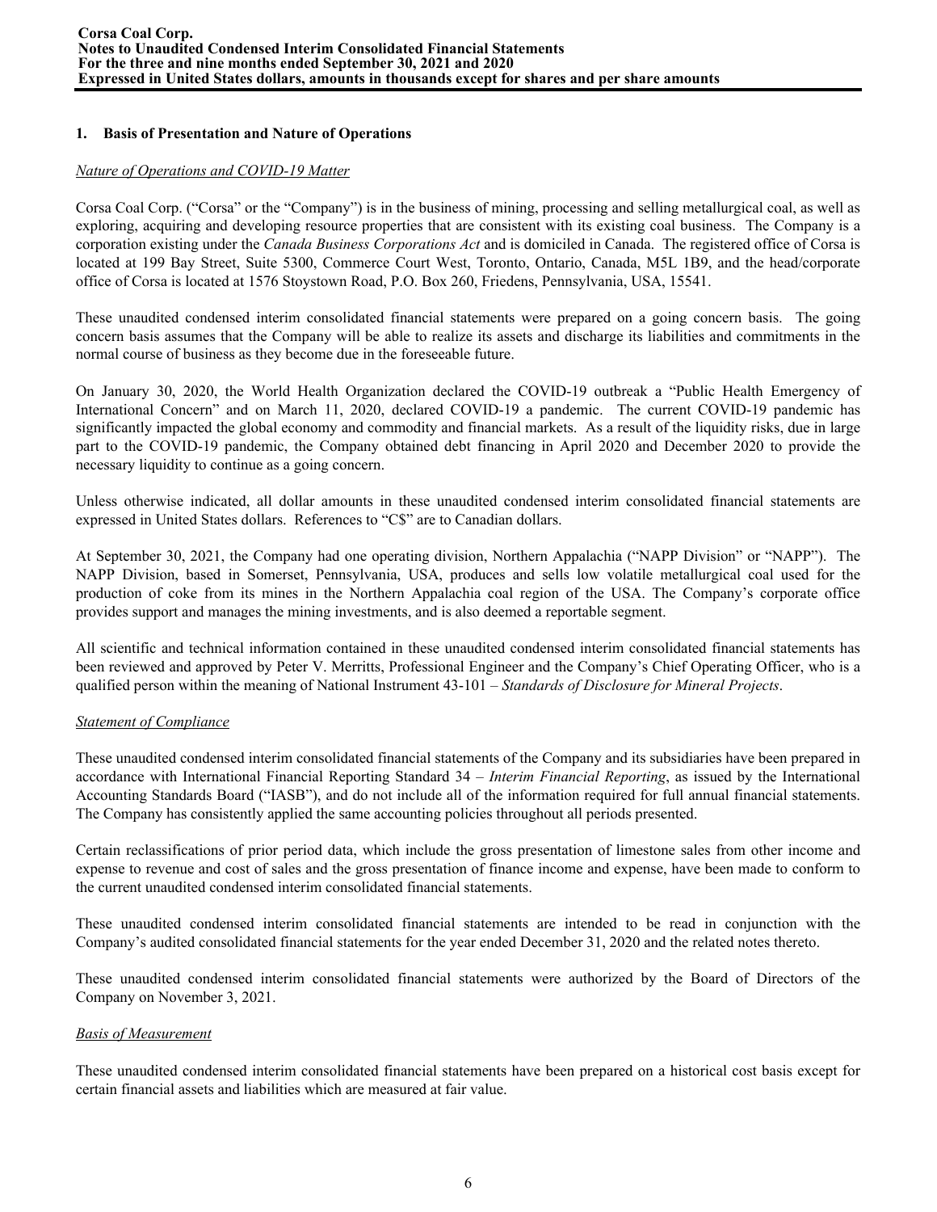## 1. Basis of Presentation and Nature of Operations

*Nature of Operations and COVID-19 Matter*

Corsa Coal Corp. ("Corsa" or the "Company") is in the business of mining, processing and selling metallurgical coal, as well as exploring, acquiring and developing resource properties that are consistent with its existing coal business. The Company is a corporation existing under the *Canada Business Corporations Act* and is domiciled in Canada. The registered office of Corsa is located at 199 Bay Street, Suite 5300, Commerce Court West, Toronto, Ontario, Canada, M5L 1B9, and the head/corporate office of Corsa is located at 1576 Stoystown Road, P.O. Box 260, Friedens, Pennsylvania, USA, 15541.

These unaudited condensed interim consolidated financial statements were prepared on a going concern basis. The going concern basis assumes that the Company will be able to realize its assets and discharge its liabilities and commitments in the normal course of business as they become due in the foreseeable future.

On January 30, 2020, the World Health Organization declared the COVID-19 outbreak a "Public Health Emergency of International Concern" and on March 11, 2020, declared COVID-19 a pandemic. The current COVID-19 pandemic has significantly impacted the global economy and commodity and financial markets. As a result of the liquidity risks, due in large part to the COVID-19 pandemic, the Company obtained debt financing in April 2020 and December 2020 to provide the necessary liquidity to continue as a going concern.

Unless otherwise indicated, all dollar amounts in these unaudited condensed interim consolidated financial statements are expressed in United States dollars. References to "C$" are to Canadian dollars.

At September 30, 2021, the Company had one operating division, Northern Appalachia ("NAPP Division" or "NAPP"). The NAPP Division, based in Somerset, Pennsylvania, USA, produces and sells low volatile metallurgical coal used for the production of coke from its mines in the Northern Appalachia coal region of the USA. The Company's corporate office provides support and manages the mining investments, and is also deemed a reportable segment.

All scientific and technical information contained in these unaudited condensed interim consolidated financial statements has been reviewed and approved by Peter V. Merritts, Professional Engineer and the Company's Chief Operating Officer, who is a qualified person within the meaning of National Instrument 43-101 – *Standards of Disclosure for Mineral Projects*.

*Statement of Compliance*

These unaudited condensed interim consolidated financial statements of the Company and its subsidiaries have been prepared in accordance with International Financial Reporting Standard 34 – *Interim Financial Reporting*, as issued by the International Accounting Standards Board ("IASB"), and do not include all of the information required for full annual financial statements. The Company has consistently applied the same accounting policies throughout all periods presented.

Certain reclassifications of prior period data, which include the gross presentation of limestone sales from other income and expense to revenue and cost of sales and the gross presentation of finance income and expense, have been made to conform to the current unaudited condensed interim consolidated financial statements.

These unaudited condensed interim consolidated financial statements are intended to be read in conjunction with the Company's audited consolidated financial statements for the year ended December 31, 2020 and the related notes thereto.

These unaudited condensed interim consolidated financial statements were authorized by the Board of Directors of the Company on November 3, 2021.

*Basis of Measurement*

These unaudited condensed interim consolidated financial statements have been prepared on a historical cost basis except for certain financial assets and liabilities which are measured at fair value.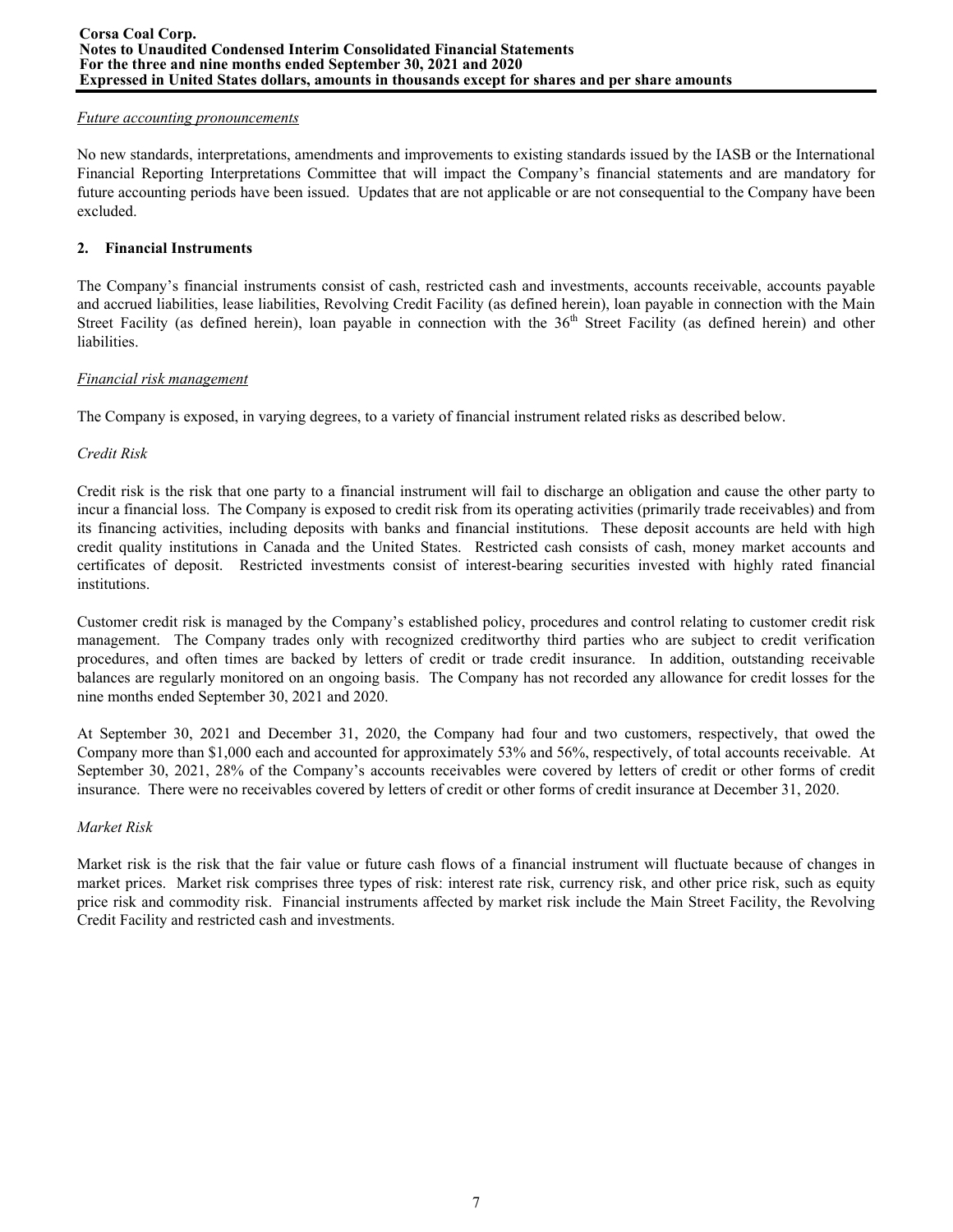*Future accounting pronouncements*

No new standards, interpretations, amendments and improvements to existing standards issued by the IASB or the International Financial Reporting Interpretations Committee that will impact the Company's financial statements and are mandatory for future accounting periods have been issued. Updates that are not applicable or are not consequential to the Company have been excluded.

## 2. Financial Instruments

The Company's financial instruments consist of cash, restricted cash and investments, accounts receivable, accounts payable and accrued liabilities, lease liabilities, Revolving Credit Facility (as defined herein), loan payable in connection with the Main Street Facility (as defined herein), loan payable in connection with the 36th Street Facility (as defined herein) and other liabilities.

*Financial risk management*

The Company is exposed, in varying degrees, to a variety of financial instrument related risks as described below.

*Credit Risk*

Credit risk is the risk that one party to a financial instrument will fail to discharge an obligation and cause the other party to incur a financial loss. The Company is exposed to credit risk from its operating activities (primarily trade receivables) and from its financing activities, including deposits with banks and financial institutions. These deposit accounts are held with high credit quality institutions in Canada and the United States. Restricted cash consists of cash, money market accounts and certificates of deposit. Restricted investments consist of interest-bearing securities invested with highly rated financial institutions.

Customer credit risk is managed by the Company's established policy, procedures and control relating to customer credit risk management. The Company trades only with recognized creditworthy third parties who are subject to credit verification procedures, and often times are backed by letters of credit or trade credit insurance. In addition, outstanding receivable balances are regularly monitored on an ongoing basis. The Company has not recorded any allowance for credit losses for the nine months ended September 30, 2021 and 2020.

At September 30, 2021 and December 31, 2020, the Company had four and two customers, respectively, that owed the Company more than $1,000 each and accounted for approximately 53% and 56%, respectively, of total accounts receivable. At September 30, 2021, 28% of the Company's accounts receivables were covered by letters of credit or other forms of credit insurance. There were no receivables covered by letters of credit or other forms of credit insurance at December 31, 2020.

*Market Risk*

Market risk is the risk that the fair value or future cash flows of a financial instrument will fluctuate because of changes in market prices. Market risk comprises three types of risk: interest rate risk, currency risk, and other price risk, such as equity price risk and commodity risk. Financial instruments affected by market risk include the Main Street Facility, the Revolving Credit Facility and restricted cash and investments.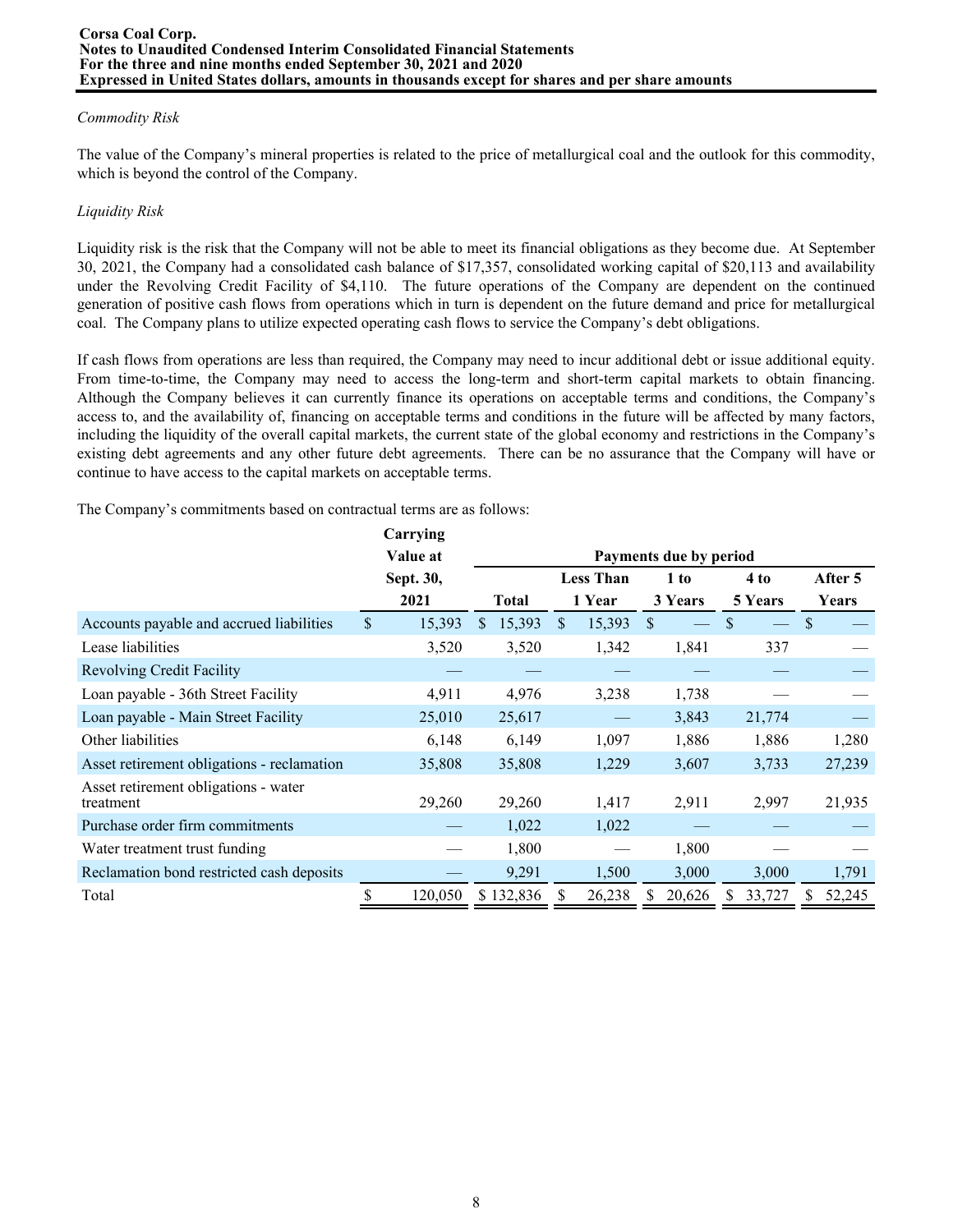*Commodity Risk*

The value of the Company's mineral properties is related to the price of metallurgical coal and the outlook for this commodity, which is beyond the control of the Company.

*Liquidity Risk*

Liquidity risk is the risk that the Company will not be able to meet its financial obligations as they become due. At September 30, 2021, the Company had a consolidated cash balance of $17,357, consolidated working capital of $20,113 and availability under the Revolving Credit Facility of $4,110. The future operations of the Company are dependent on the continued generation of positive cash flows from operations which in turn is dependent on the future demand and price for metallurgical coal. The Company plans to utilize expected operating cash flows to service the Company's debt obligations.

If cash flows from operations are less than required, the Company may need to incur additional debt or issue additional equity. From time-to-time, the Company may need to access the long-term and short-term capital markets to obtain financing. Although the Company believes it can currently finance its operations on acceptable terms and conditions, the Company's access to, and the availability of, financing on acceptable terms and conditions in the future will be affected by many factors, including the liquidity of the overall capital markets, the current state of the global economy and restrictions in the Company's existing debt agreements and any other future debt agreements. There can be no assurance that the Company will have or continue to have access to the capital markets on acceptable terms.

The Company's commitments based on contractual terms are as follows:

| | Carrying Value at Sept. 30, 2021 | Payments due by period | | | | |
|---|---|---|---|---|---|---|
| | | Total | Less Than 1 Year | 1 to 3 Years | 4 to 5 Years | After 5 Years |
| Accounts payable and accrued liabilities | $ 15,393 | $ 15,393 | $ 15,393 | $ — | $ — | $ — |
| Lease liabilities | 3,520 | 3,520 | 1,342 | 1,841 | 337 | — |
| Revolving Credit Facility | — | — | — | — | — | — |
| Loan payable - 36th Street Facility | 4,911 | 4,976 | 3,238 | 1,738 | — | — |
| Loan payable - Main Street Facility | 25,010 | 25,617 | — | 3,843 | 21,774 | — |
| Other liabilities | 6,148 | 6,149 | 1,097 | 1,886 | 1,886 | 1,280 |
| Asset retirement obligations - reclamation | 35,808 | 35,808 | 1,229 | 3,607 | 3,733 | 27,239 |
| Asset retirement obligations - water treatment | 29,260 | 29,260 | 1,417 | 2,911 | 2,997 | 21,935 |
| Purchase order firm commitments | — | 1,022 | 1,022 | — | — | — |
| Water treatment trust funding | — | 1,800 | — | 1,800 | — | — |
| Reclamation bond restricted cash deposits | — | 9,291 | 1,500 | 3,000 | 3,000 | 1,791 |
| Total | $ 120,050 | $ 132,836 | $ 26,238 | $ 20,626 | $ 33,727 | $ 52,245 |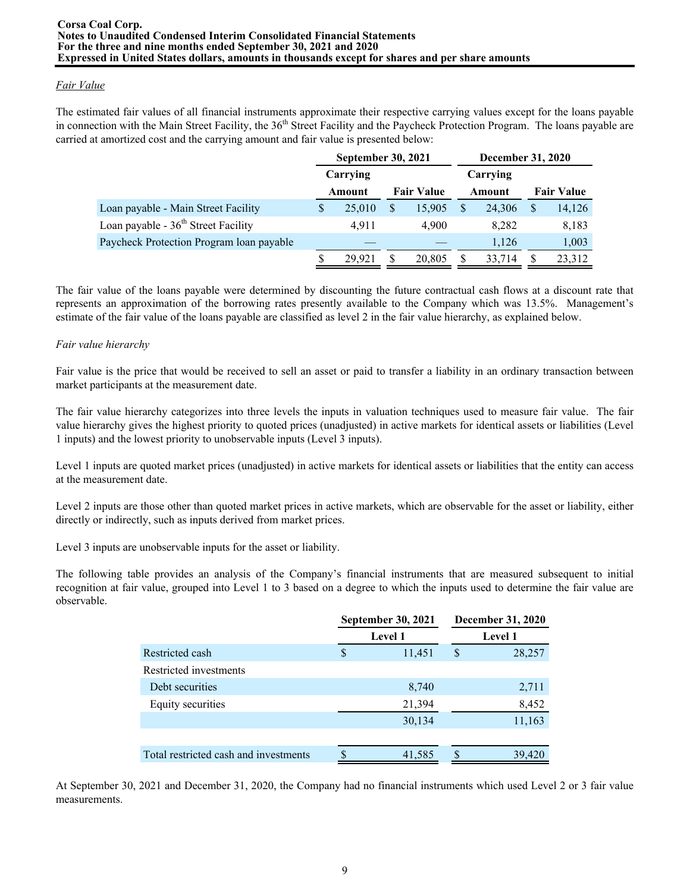*Fair Value*

The estimated fair values of all financial instruments approximate their respective carrying values except for the loans payable in connection with the Main Street Facility, the 36th Street Facility and the Paycheck Protection Program. The loans payable are carried at amortized cost and the carrying amount and fair value is presented below:

| | September 30, 2021 | | December 31, 2020 | |
|---|---|---|---|---|
| | Carrying Amount | Fair Value | Carrying Amount | Fair Value |
| Loan payable - Main Street Facility | $ 25,010 | $ 15,905 | $ 24,306 | $ 14,126 |
| Loan payable - 36th Street Facility | 4,911 | 4,900 | 8,282 | 8,183 |
| Paycheck Protection Program loan payable | — | — | 1,126 | 1,003 |
| | $ 29,921 | $ 20,805 | $ 33,714 | $ 23,312 |

The fair value of the loans payable were determined by discounting the future contractual cash flows at a discount rate that represents an approximation of the borrowing rates presently available to the Company which was 13.5%. Management's estimate of the fair value of the loans payable are classified as level 2 in the fair value hierarchy, as explained below.

*Fair value hierarchy*

Fair value is the price that would be received to sell an asset or paid to transfer a liability in an ordinary transaction between market participants at the measurement date.

The fair value hierarchy categorizes into three levels the inputs in valuation techniques used to measure fair value. The fair value hierarchy gives the highest priority to quoted prices (unadjusted) in active markets for identical assets or liabilities (Level 1 inputs) and the lowest priority to unobservable inputs (Level 3 inputs).

Level 1 inputs are quoted market prices (unadjusted) in active markets for identical assets or liabilities that the entity can access at the measurement date.

Level 2 inputs are those other than quoted market prices in active markets, which are observable for the asset or liability, either directly or indirectly, such as inputs derived from market prices.

Level 3 inputs are unobservable inputs for the asset or liability.

The following table provides an analysis of the Company's financial instruments that are measured subsequent to initial recognition at fair value, grouped into Level 1 to 3 based on a degree to which the inputs used to determine the fair value are observable.

| | September 30, 2021 | December 31, 2020 |
|---|---|---|
| | Level 1 | Level 1 |
| Restricted cash | $ 11,451 | $ 28,257 |
| Restricted investments | | |
| Debt securities | 8,740 | 2,711 |
| Equity securities | 21,394 | 8,452 |
| | 30,134 | 11,163 |
| Total restricted cash and investments | $ 41,585 | $ 39,420 |

At September 30, 2021 and December 31, 2020, the Company had no financial instruments which used Level 2 or 3 fair value measurements.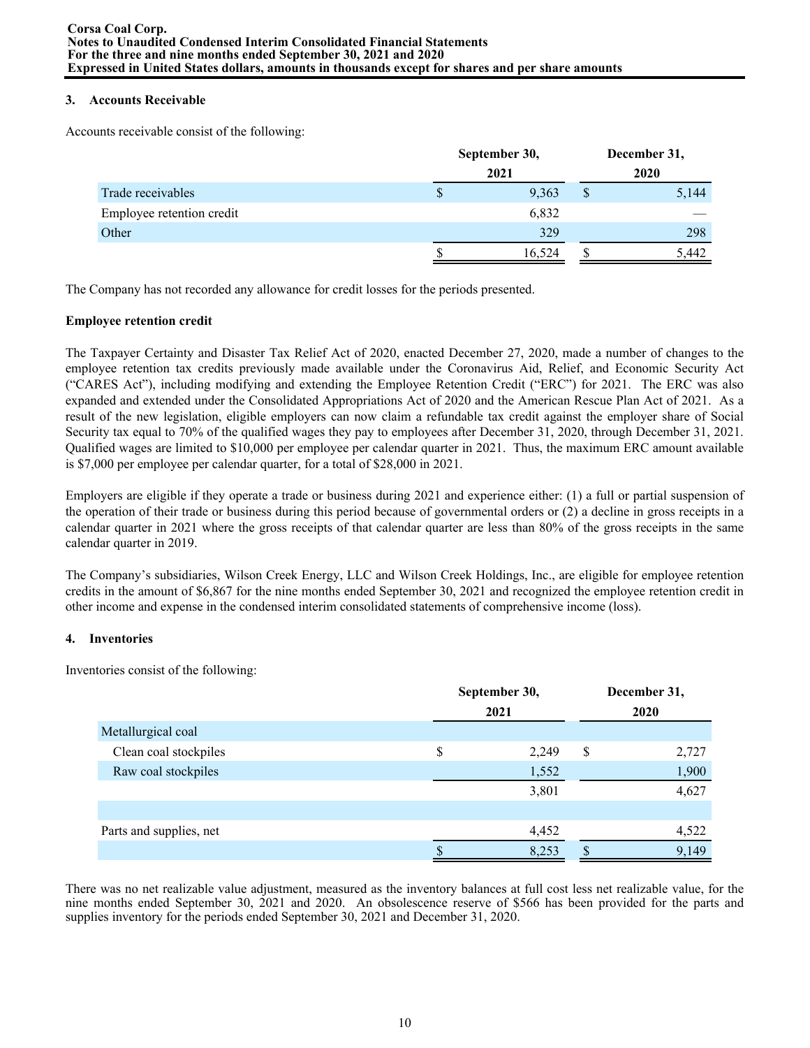### 3. Accounts Receivable

Accounts receivable consist of the following:

| | September 30, 2021 | December 31, 2020 |
|---|---|---|
| Trade receivables | $ 9,363 | $ 5,144 |
| Employee retention credit | 6,832 | — |
| Other | 329 | 298 |
| | $ 16,524 | $ 5,442 |

The Company has not recorded any allowance for credit losses for the periods presented.

**Employee retention credit**

The Taxpayer Certainty and Disaster Tax Relief Act of 2020, enacted December 27, 2020, made a number of changes to the employee retention tax credits previously made available under the Coronavirus Aid, Relief, and Economic Security Act ("CARES Act"), including modifying and extending the Employee Retention Credit ("ERC") for 2021. The ERC was also expanded and extended under the Consolidated Appropriations Act of 2020 and the American Rescue Plan Act of 2021. As a result of the new legislation, eligible employers can now claim a refundable tax credit against the employer share of Social Security tax equal to 70% of the qualified wages they pay to employees after December 31, 2020, through December 31, 2021. Qualified wages are limited to $10,000 per employee per calendar quarter in 2021. Thus, the maximum ERC amount available is $7,000 per employee per calendar quarter, for a total of $28,000 in 2021.

Employers are eligible if they operate a trade or business during 2021 and experience either: (1) a full or partial suspension of the operation of their trade or business during this period because of governmental orders or (2) a decline in gross receipts in a calendar quarter in 2021 where the gross receipts of that calendar quarter are less than 80% of the gross receipts in the same calendar quarter in 2019.

The Company's subsidiaries, Wilson Creek Energy, LLC and Wilson Creek Holdings, Inc., are eligible for employee retention credits in the amount of $6,867 for the nine months ended September 30, 2021 and recognized the employee retention credit in other income and expense in the condensed interim consolidated statements of comprehensive income (loss).

### 4. Inventories

Inventories consist of the following:

| | September 30, 2021 | December 31, 2020 |
|---|---|---|
| Metallurgical coal | | |
| Clean coal stockpiles | $ 2,249 | $ 2,727 |
| Raw coal stockpiles | 1,552 | 1,900 |
| | 3,801 | 4,627 |
| | | |
| Parts and supplies, net | 4,452 | 4,522 |
| | $ 8,253 | $ 9,149 |

There was no net realizable value adjustment, measured as the inventory balances at full cost less net realizable value, for the nine months ended September 30, 2021 and 2020. An obsolescence reserve of $566 has been provided for the parts and supplies inventory for the periods ended September 30, 2021 and December 31, 2020.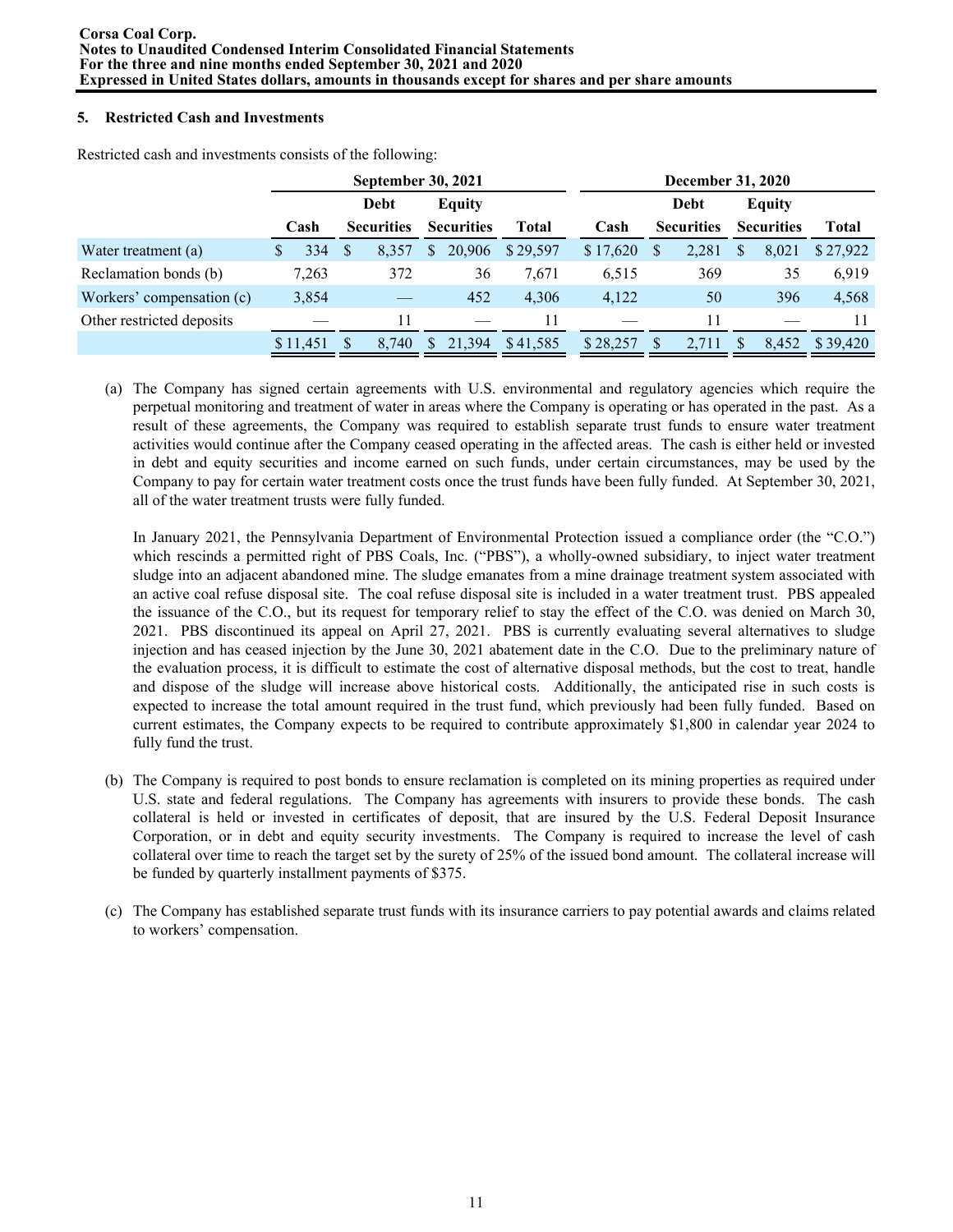## 5. Restricted Cash and Investments

Restricted cash and investments consists of the following:

| | September 30, 2021 | | | | December 31, 2020 | | | |
|---|---|---|---|---|---|---|---|---|
| | Cash | Debt Securities | Equity Securities | Total | Cash | Debt Securities | Equity Securities | Total |
| Water treatment (a) | $ 334 | $ 8,357 | $ 20,906 | $ 29,597 | $ 17,620 | $ 2,281 | $ 8,021 | $ 27,922 |
| Reclamation bonds (b) | 7,263 | 372 | 36 | 7,671 | 6,515 | 369 | 35 | 6,919 |
| Workers' compensation (c) | 3,854 | — | 452 | 4,306 | 4,122 | 50 | 396 | 4,568 |
| Other restricted deposits | — | 11 | — | 11 | — | 11 | — | 11 |
| | $ 11,451 | $ 8,740 | $ 21,394 | $ 41,585 | $ 28,257 | $ 2,711 | $ 8,452 | $ 39,420 |

(a) The Company has signed certain agreements with U.S. environmental and regulatory agencies which require the perpetual monitoring and treatment of water in areas where the Company is operating or has operated in the past. As a result of these agreements, the Company was required to establish separate trust funds to ensure water treatment activities would continue after the Company ceased operating in the affected areas. The cash is either held or invested in debt and equity securities and income earned on such funds, under certain circumstances, may be used by the Company to pay for certain water treatment costs once the trust funds have been fully funded. At September 30, 2021, all of the water treatment trusts were fully funded.

In January 2021, the Pennsylvania Department of Environmental Protection issued a compliance order (the "C.O.") which rescinds a permitted right of PBS Coals, Inc. ("PBS"), a wholly-owned subsidiary, to inject water treatment sludge into an adjacent abandoned mine. The sludge emanates from a mine drainage treatment system associated with an active coal refuse disposal site. The coal refuse disposal site is included in a water treatment trust. PBS appealed the issuance of the C.O., but its request for temporary relief to stay the effect of the C.O. was denied on March 30, 2021. PBS discontinued its appeal on April 27, 2021. PBS is currently evaluating several alternatives to sludge injection and has ceased injection by the June 30, 2021 abatement date in the C.O. Due to the preliminary nature of the evaluation process, it is difficult to estimate the cost of alternative disposal methods, but the cost to treat, handle and dispose of the sludge will increase above historical costs. Additionally, the anticipated rise in such costs is expected to increase the total amount required in the trust fund, which previously had been fully funded. Based on current estimates, the Company expects to be required to contribute approximately $1,800 in calendar year 2024 to fully fund the trust.

(b) The Company is required to post bonds to ensure reclamation is completed on its mining properties as required under U.S. state and federal regulations. The Company has agreements with insurers to provide these bonds. The cash collateral is held or invested in certificates of deposit, that are insured by the U.S. Federal Deposit Insurance Corporation, or in debt and equity security investments. The Company is required to increase the level of cash collateral over time to reach the target set by the surety of 25% of the issued bond amount. The collateral increase will be funded by quarterly installment payments of $375.

(c) The Company has established separate trust funds with its insurance carriers to pay potential awards and claims related to workers' compensation.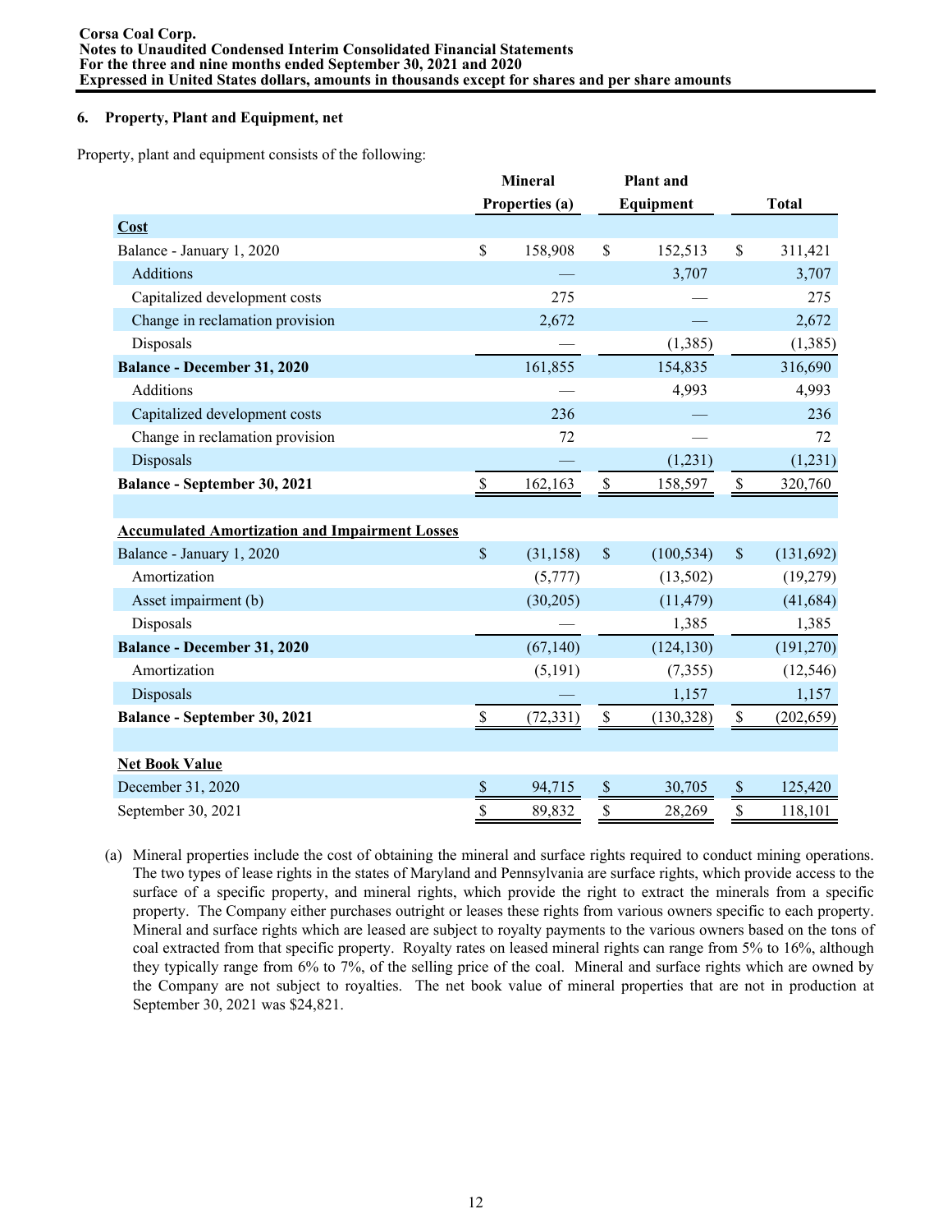## 6. Property, Plant and Equipment, net

Property, plant and equipment consists of the following:

| | Mineral Properties (a) | Plant and Equipment | Total |
|---|---|---|---|
| **Cost** | | | |
| Balance - January 1, 2020 | $ 158,908 | $ 152,513 | $ 311,421 |
| Additions | — | 3,707 | 3,707 |
| Capitalized development costs | 275 | — | 275 |
| Change in reclamation provision | 2,672 | — | 2,672 |
| Disposals | — | (1,385) | (1,385) |
| **Balance - December 31, 2020** | 161,855 | 154,835 | 316,690 |
| Additions | — | 4,993 | 4,993 |
| Capitalized development costs | 236 | — | 236 |
| Change in reclamation provision | 72 | — | 72 |
| Disposals | — | (1,231) | (1,231) |
| **Balance - September 30, 2021** | $ 162,163 | $ 158,597 | $ 320,760 |
| | | | |
| **Accumulated Amortization and Impairment Losses** | | | |
| Balance - January 1, 2020 | $ (31,158) | $ (100,534) | $ (131,692) |
| Amortization | (5,777) | (13,502) | (19,279) |
| Asset impairment (b) | (30,205) | (11,479) | (41,684) |
| Disposals | — | 1,385 | 1,385 |
| **Balance - December 31, 2020** | (67,140) | (124,130) | (191,270) |
| Amortization | (5,191) | (7,355) | (12,546) |
| Disposals | — | 1,157 | 1,157 |
| **Balance - September 30, 2021** | $ (72,331) | $ (130,328) | $ (202,659) |
| | | | |
| **Net Book Value** | | | |
| December 31, 2020 | $ 94,715 | $ 30,705 | $ 125,420 |
| September 30, 2021 | $ 89,832 | $ 28,269 | $ 118,101 |

(a) Mineral properties include the cost of obtaining the mineral and surface rights required to conduct mining operations. The two types of lease rights in the states of Maryland and Pennsylvania are surface rights, which provide access to the surface of a specific property, and mineral rights, which provide the right to extract the minerals from a specific property. The Company either purchases outright or leases these rights from various owners specific to each property. Mineral and surface rights which are leased are subject to royalty payments to the various owners based on the tons of coal extracted from that specific property. Royalty rates on leased mineral rights can range from 5% to 16%, although they typically range from 6% to 7%, of the selling price of the coal. Mineral and surface rights which are owned by the Company are not subject to royalties. The net book value of mineral properties that are not in production at September 30, 2021 was $24,821.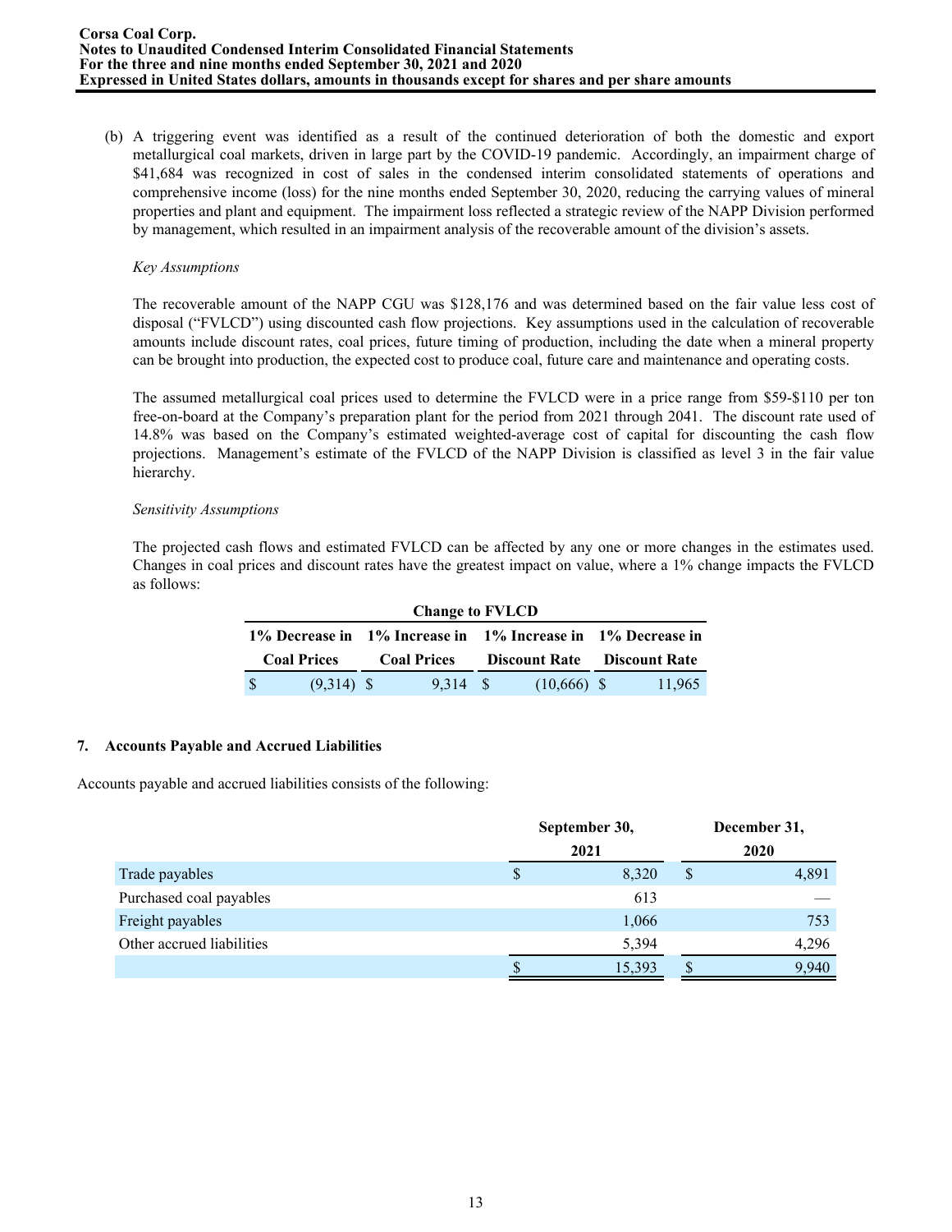(b) A triggering event was identified as a result of the continued deterioration of both the domestic and export metallurgical coal markets, driven in large part by the COVID-19 pandemic. Accordingly, an impairment charge of $41,684 was recognized in cost of sales in the condensed interim consolidated statements of operations and comprehensive income (loss) for the nine months ended September 30, 2020, reducing the carrying values of mineral properties and plant and equipment. The impairment loss reflected a strategic review of the NAPP Division performed by management, which resulted in an impairment analysis of the recoverable amount of the division's assets.

*Key Assumptions*

The recoverable amount of the NAPP CGU was $128,176 and was determined based on the fair value less cost of disposal ("FVLCD") using discounted cash flow projections. Key assumptions used in the calculation of recoverable amounts include discount rates, coal prices, future timing of production, including the date when a mineral property can be brought into production, the expected cost to produce coal, future care and maintenance and operating costs.

The assumed metallurgical coal prices used to determine the FVLCD were in a price range from $59-$110 per ton free-on-board at the Company's preparation plant for the period from 2021 through 2041. The discount rate used of 14.8% was based on the Company's estimated weighted-average cost of capital for discounting the cash flow projections. Management's estimate of the FVLCD of the NAPP Division is classified as level 3 in the fair value hierarchy.

*Sensitivity Assumptions*

The projected cash flows and estimated FVLCD can be affected by any one or more changes in the estimates used. Changes in coal prices and discount rates have the greatest impact on value, where a 1% change impacts the FVLCD as follows:

| Change to FVLCD | | | |
|---|---|---|---|
| 1% Decrease in Coal Prices | 1% Increase in Coal Prices | 1% Increase in Discount Rate | 1% Decrease in Discount Rate |
| $ (9,314) | $ 9,314 | $ (10,666) | $ 11,965 |

## 7. Accounts Payable and Accrued Liabilities

Accounts payable and accrued liabilities consists of the following:

| | September 30, 2021 | December 31, 2020 |
|---|---|---|
| Trade payables | $ 8,320 | $ 4,891 |
| Purchased coal payables | 613 | — |
| Freight payables | 1,066 | 753 |
| Other accrued liabilities | 5,394 | 4,296 |
| | $ 15,393 | $ 9,940 |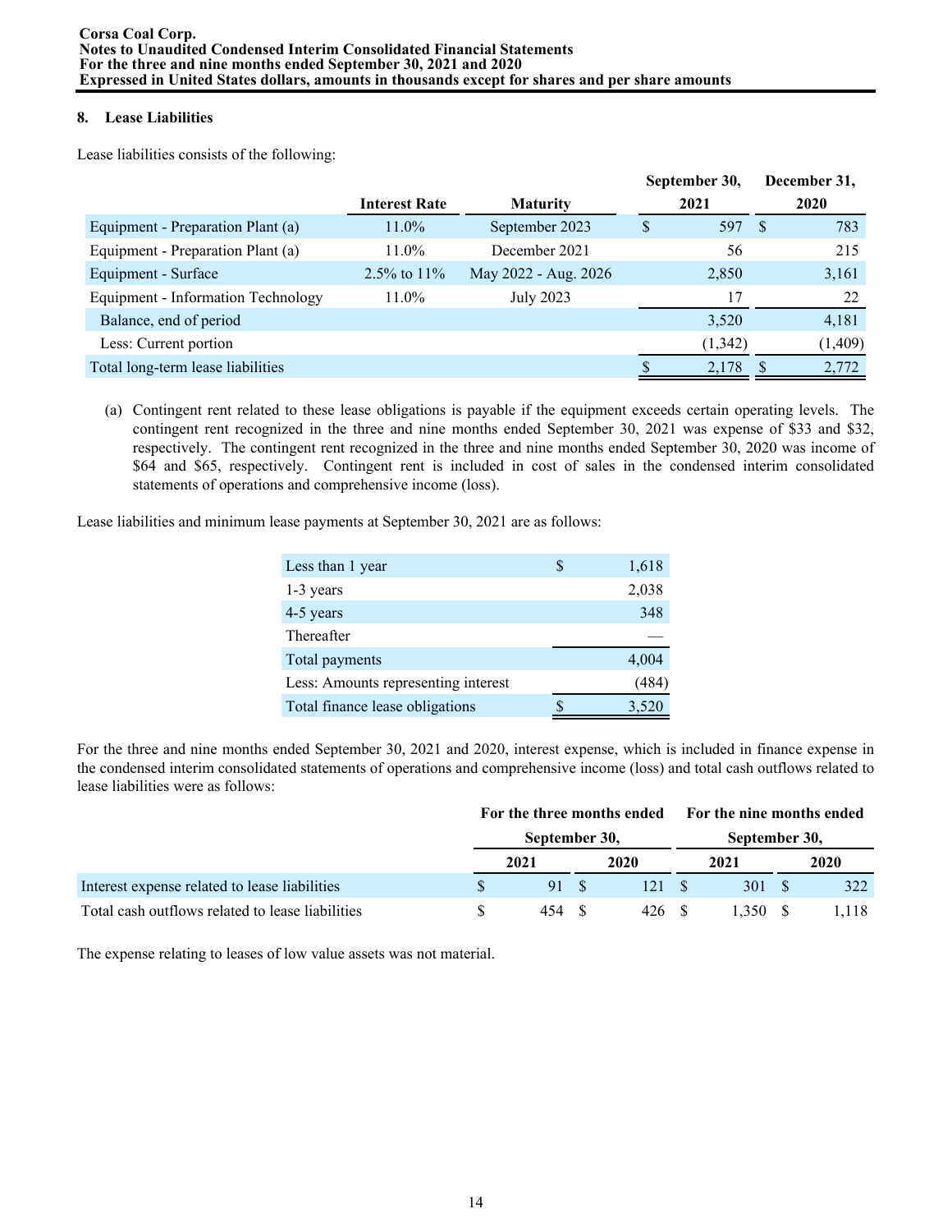## 8. Lease Liabilities

Lease liabilities consists of the following:

| | Interest Rate | Maturity | September 30, 2021 | December 31, 2020 |
|---|---|---|---|---|
| Equipment - Preparation Plant (a) | 11.0% | September 2023 | $ 597 | $ 783 |
| Equipment - Preparation Plant (a) | 11.0% | December 2021 | 56 | 215 |
| Equipment - Surface | 2.5% to 11% | May 2022 - Aug. 2026 | 2,850 | 3,161 |
| Equipment - Information Technology | 11.0% | July 2023 | 17 | 22 |
| Balance, end of period | | | 3,520 | 4,181 |
| Less: Current portion | | | (1,342) | (1,409) |
| Total long-term lease liabilities | | | $ 2,178 | $ 2,772 |

(a) Contingent rent related to these lease obligations is payable if the equipment exceeds certain operating levels. The contingent rent recognized in the three and nine months ended September 30, 2021 was expense of $33 and $32, respectively. The contingent rent recognized in the three and nine months ended September 30, 2020 was income of $64 and $65, respectively. Contingent rent is included in cost of sales in the condensed interim consolidated statements of operations and comprehensive income (loss).

Lease liabilities and minimum lease payments at September 30, 2021 are as follows:

| | |
|---|---|
| Less than 1 year | $ 1,618 |
| 1-3 years | 2,038 |
| 4-5 years | 348 |
| Thereafter | — |
| Total payments | 4,004 |
| Less: Amounts representing interest | (484) |
| Total finance lease obligations | $ 3,520 |

For the three and nine months ended September 30, 2021 and 2020, interest expense, which is included in finance expense in the condensed interim consolidated statements of operations and comprehensive income (loss) and total cash outflows related to lease liabilities were as follows:

| | For the three months ended September 30, | | For the nine months ended September 30, | |
|---|---|---|---|---|
| | 2021 | 2020 | 2021 | 2020 |
| Interest expense related to lease liabilities | $ 91 | $ 121 | $ 301 | $ 322 |
| Total cash outflows related to lease liabilities | $ 454 | $ 426 | $ 1,350 | $ 1,118 |

The expense relating to leases of low value assets was not material.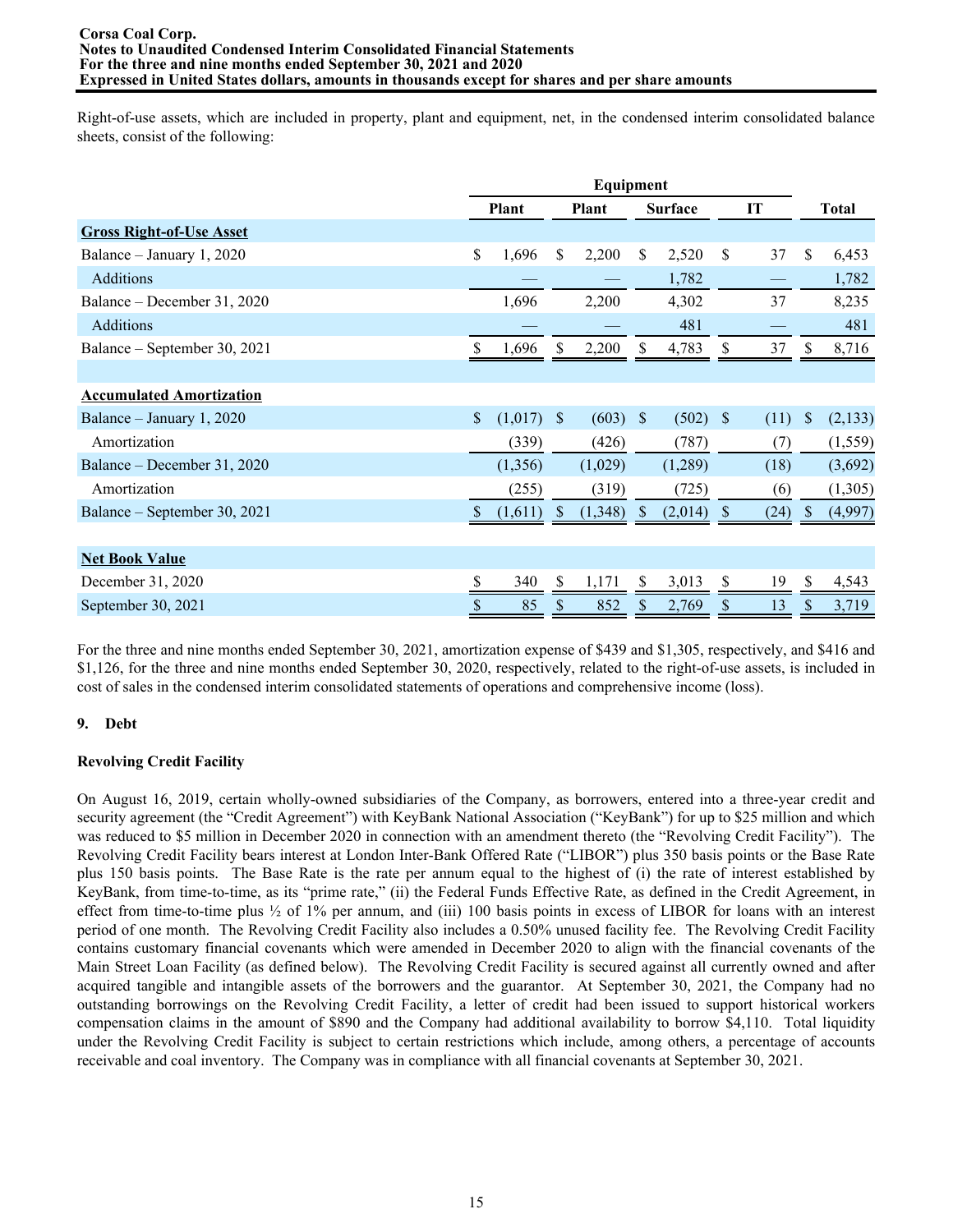Right-of-use assets, which are included in property, plant and equipment, net, in the condensed interim consolidated balance sheets, consist of the following:

| | Plant | Equipment Plant | Equipment Surface | IT | Total |
|---|---|---|---|---|---|
| **Gross Right-of-Use Asset** | | | | | |
| Balance – January 1, 2020 | $ 1,696 | $ 2,200 | $ 2,520 | $ 37 | $ 6,453 |
| Additions | — | — | 1,782 | — | 1,782 |
| Balance – December 31, 2020 | 1,696 | 2,200 | 4,302 | 37 | 8,235 |
| Additions | — | — | 481 | — | 481 |
| Balance – September 30, 2021 | $ 1,696 | $ 2,200 | $ 4,783 | $ 37 | $ 8,716 |
| | | | | | |
| **Accumulated Amortization** | | | | | |
| Balance – January 1, 2020 | $ (1,017) | $ (603) | $ (502) | $ (11) | $ (2,133) |
| Amortization | (339) | (426) | (787) | (7) | (1,559) |
| Balance – December 31, 2020 | (1,356) | (1,029) | (1,289) | (18) | (3,692) |
| Amortization | (255) | (319) | (725) | (6) | (1,305) |
| Balance – September 30, 2021 | $ (1,611) | $ (1,348) | $ (2,014) | $ (24) | $ (4,997) |
| | | | | | |
| **Net Book Value** | | | | | |
| December 31, 2020 | $ 340 | $ 1,171 | $ 3,013 | $ 19 | $ 4,543 |
| September 30, 2021 | $ 85 | $ 852 | $ 2,769 | $ 13 | $ 3,719 |

For the three and nine months ended September 30, 2021, amortization expense of $439 and $1,305, respectively, and $416 and $1,126, for the three and nine months ended September 30, 2020, respectively, related to the right-of-use assets, is included in cost of sales in the condensed interim consolidated statements of operations and comprehensive income (loss).

## 9. Debt

### Revolving Credit Facility

On August 16, 2019, certain wholly-owned subsidiaries of the Company, as borrowers, entered into a three-year credit and security agreement (the "Credit Agreement") with KeyBank National Association ("KeyBank") for up to $25 million and which was reduced to $5 million in December 2020 in connection with an amendment thereto (the "Revolving Credit Facility"). The Revolving Credit Facility bears interest at London Inter-Bank Offered Rate ("LIBOR") plus 350 basis points or the Base Rate plus 150 basis points. The Base Rate is the rate per annum equal to the highest of (i) the rate of interest established by KeyBank, from time-to-time, as its "prime rate," (ii) the Federal Funds Effective Rate, as defined in the Credit Agreement, in effect from time-to-time plus ½ of 1% per annum, and (iii) 100 basis points in excess of LIBOR for loans with an interest period of one month. The Revolving Credit Facility also includes a 0.50% unused facility fee. The Revolving Credit Facility contains customary financial covenants which were amended in December 2020 to align with the financial covenants of the Main Street Loan Facility (as defined below). The Revolving Credit Facility is secured against all currently owned and after acquired tangible and intangible assets of the borrowers and the guarantor. At September 30, 2021, the Company had no outstanding borrowings on the Revolving Credit Facility, a letter of credit had been issued to support historical workers compensation claims in the amount of $890 and the Company had additional availability to borrow $4,110. Total liquidity under the Revolving Credit Facility is subject to certain restrictions which include, among others, a percentage of accounts receivable and coal inventory. The Company was in compliance with all financial covenants at September 30, 2021.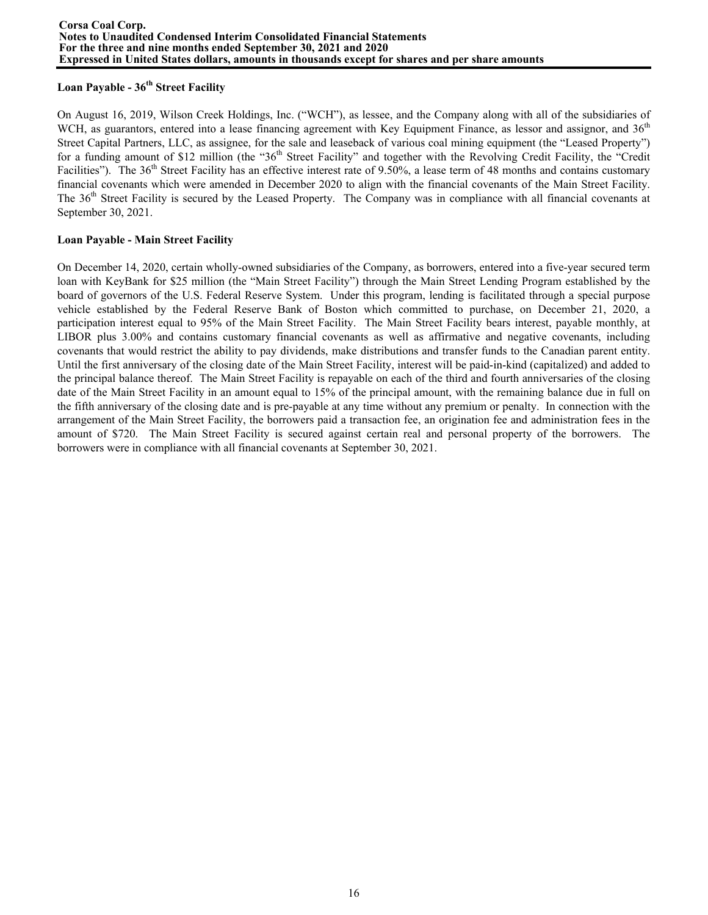### Loan Payable - 36th Street Facility

On August 16, 2019, Wilson Creek Holdings, Inc. ("WCH"), as lessee, and the Company along with all of the subsidiaries of WCH, as guarantors, entered into a lease financing agreement with Key Equipment Finance, as lessor and assignor, and 36th Street Capital Partners, LLC, as assignee, for the sale and leaseback of various coal mining equipment (the "Leased Property") for a funding amount of $12 million (the "36th Street Facility" and together with the Revolving Credit Facility, the "Credit Facilities"). The 36th Street Facility has an effective interest rate of 9.50%, a lease term of 48 months and contains customary financial covenants which were amended in December 2020 to align with the financial covenants of the Main Street Facility. The 36th Street Facility is secured by the Leased Property. The Company was in compliance with all financial covenants at September 30, 2021.

### Loan Payable - Main Street Facility

On December 14, 2020, certain wholly-owned subsidiaries of the Company, as borrowers, entered into a five-year secured term loan with KeyBank for $25 million (the "Main Street Facility") through the Main Street Lending Program established by the board of governors of the U.S. Federal Reserve System. Under this program, lending is facilitated through a special purpose vehicle established by the Federal Reserve Bank of Boston which committed to purchase, on December 21, 2020, a participation interest equal to 95% of the Main Street Facility. The Main Street Facility bears interest, payable monthly, at LIBOR plus 3.00% and contains customary financial covenants as well as affirmative and negative covenants, including covenants that would restrict the ability to pay dividends, make distributions and transfer funds to the Canadian parent entity. Until the first anniversary of the closing date of the Main Street Facility, interest will be paid-in-kind (capitalized) and added to the principal balance thereof. The Main Street Facility is repayable on each of the third and fourth anniversaries of the closing date of the Main Street Facility in an amount equal to 15% of the principal amount, with the remaining balance due in full on the fifth anniversary of the closing date and is pre-payable at any time without any premium or penalty. In connection with the arrangement of the Main Street Facility, the borrowers paid a transaction fee, an origination fee and administration fees in the amount of $720. The Main Street Facility is secured against certain real and personal property of the borrowers. The borrowers were in compliance with all financial covenants at September 30, 2021.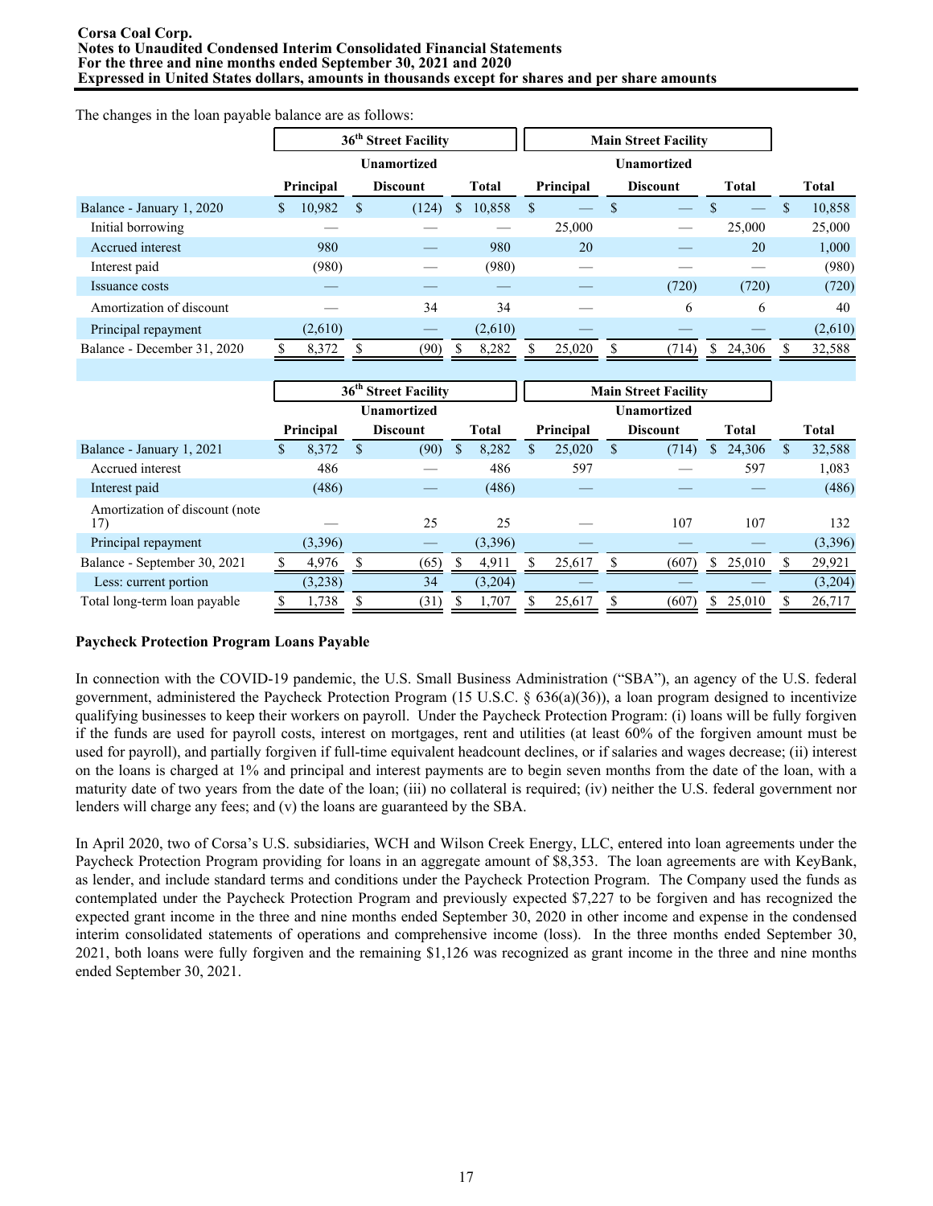The changes in the loan payable balance are as follows:

| | 36th Street Facility | | | Main Street Facility | | | |
|---|---|---|---|---|---|---|---|
| | | Unamortized | | | Unamortized | | |
| | Principal | Discount | Total | Principal | Discount | Total | Total |
| Balance - January 1, 2020 | $ 10,982 | $ (124) | $ 10,858 | $ — | $ — | $ — | $ 10,858 |
| Initial borrowing | — | — | — | 25,000 | — | 25,000 | 25,000 |
| Accrued interest | 980 | — | 980 | 20 | — | 20 | 1,000 |
| Interest paid | (980) | — | (980) | — | — | — | (980) |
| Issuance costs | — | — | — | — | (720) | (720) | (720) |
| Amortization of discount | — | 34 | 34 | — | 6 | 6 | 40 |
| Principal repayment | (2,610) | — | (2,610) | — | — | — | (2,610) |
| Balance - December 31, 2020 | $ 8,372 | $ (90) | $ 8,282 | $ 25,020 | $ (714) | $ 24,306 | $ 32,588 |

| | 36th Street Facility | | | Main Street Facility | | | |
|---|---|---|---|---|---|---|---|
| | | Unamortized | | | Unamortized | | |
| | Principal | Discount | Total | Principal | Discount | Total | Total |
| Balance - January 1, 2021 | $ 8,372 | $ (90) | $ 8,282 | $ 25,020 | $ (714) | $ 24,306 | $ 32,588 |
| Accrued interest | 486 | — | 486 | 597 | — | 597 | 1,083 |
| Interest paid | (486) | — | (486) | — | — | — | (486) |
| Amortization of discount (note 17) | — | 25 | 25 | — | 107 | 107 | 132 |
| Principal repayment | (3,396) | — | (3,396) | — | — | — | (3,396) |
| Balance - September 30, 2021 | $ 4,976 | $ (65) | $ 4,911 | $ 25,617 | $ (607) | $ 25,010 | $ 29,921 |
| Less: current portion | (3,238) | 34 | (3,204) | — | — | — | (3,204) |
| Total long-term loan payable | $ 1,738 | $ (31) | $ 1,707 | $ 25,617 | $ (607) | $ 25,010 | $ 26,717 |

**Paycheck Protection Program Loans Payable**

In connection with the COVID-19 pandemic, the U.S. Small Business Administration ("SBA"), an agency of the U.S. federal government, administered the Paycheck Protection Program (15 U.S.C. § 636(a)(36)), a loan program designed to incentivize qualifying businesses to keep their workers on payroll. Under the Paycheck Protection Program: (i) loans will be fully forgiven if the funds are used for payroll costs, interest on mortgages, rent and utilities (at least 60% of the forgiven amount must be used for payroll), and partially forgiven if full-time equivalent headcount declines, or if salaries and wages decrease; (ii) interest on the loans is charged at 1% and principal and interest payments are to begin seven months from the date of the loan, with a maturity date of two years from the date of the loan; (iii) no collateral is required; (iv) neither the U.S. federal government nor lenders will charge any fees; and (v) the loans are guaranteed by the SBA.

In April 2020, two of Corsa's U.S. subsidiaries, WCH and Wilson Creek Energy, LLC, entered into loan agreements under the Paycheck Protection Program providing for loans in an aggregate amount of $8,353. The loan agreements are with KeyBank, as lender, and include standard terms and conditions under the Paycheck Protection Program. The Company used the funds as contemplated under the Paycheck Protection Program and previously expected $7,227 to be forgiven and has recognized the expected grant income in the three and nine months ended September 30, 2020 in other income and expense in the condensed interim consolidated statements of operations and comprehensive income (loss). In the three months ended September 30, 2021, both loans were fully forgiven and the remaining $1,126 was recognized as grant income in the three and nine months ended September 30, 2021.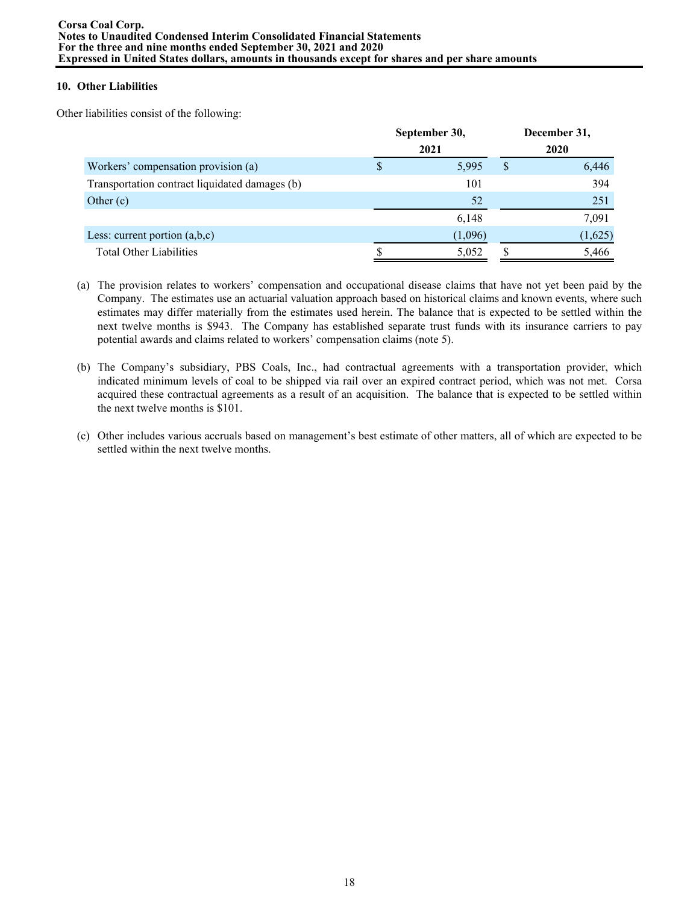## 10. Other Liabilities

Other liabilities consist of the following:

| | September 30, 2021 | December 31, 2020 |
|---|---|---|
| Workers' compensation provision (a) | $ 5,995 | $ 6,446 |
| Transportation contract liquidated damages (b) | 101 | 394 |
| Other (c) | 52 | 251 |
| | 6,148 | 7,091 |
| Less: current portion (a,b,c) | (1,096) | (1,625) |
| Total Other Liabilities | $ 5,052 | $ 5,466 |

(a) The provision relates to workers' compensation and occupational disease claims that have not yet been paid by the Company. The estimates use an actuarial valuation approach based on historical claims and known events, where such estimates may differ materially from the estimates used herein. The balance that is expected to be settled within the next twelve months is $943. The Company has established separate trust funds with its insurance carriers to pay potential awards and claims related to workers' compensation claims (note 5).

(b) The Company's subsidiary, PBS Coals, Inc., had contractual agreements with a transportation provider, which indicated minimum levels of coal to be shipped via rail over an expired contract period, which was not met. Corsa acquired these contractual agreements as a result of an acquisition. The balance that is expected to be settled within the next twelve months is $101.

(c) Other includes various accruals based on management's best estimate of other matters, all of which are expected to be settled within the next twelve months.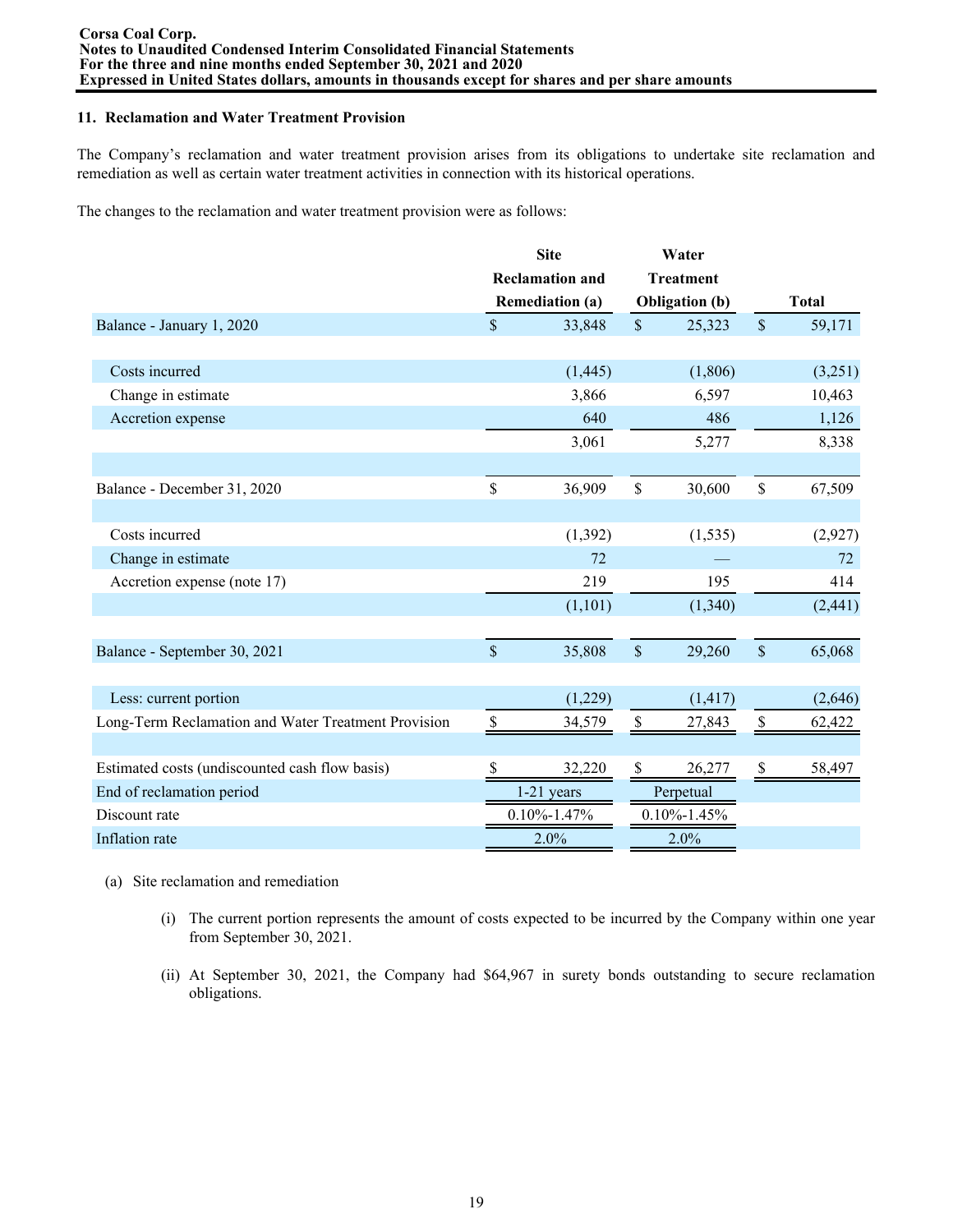## 11. Reclamation and Water Treatment Provision

The Company's reclamation and water treatment provision arises from its obligations to undertake site reclamation and remediation as well as certain water treatment activities in connection with its historical operations.

The changes to the reclamation and water treatment provision were as follows:

| | Site Reclamation and Remediation (a) | Water Treatment Obligation (b) | Total |
|---|---|---|---|
| Balance - January 1, 2020 | $ 33,848 | $ 25,323 | $ 59,171 |
| | | | |
| Costs incurred | (1,445) | (1,806) | (3,251) |
| Change in estimate | 3,866 | 6,597 | 10,463 |
| Accretion expense | 640 | 486 | 1,126 |
| | 3,061 | 5,277 | 8,338 |
| | | | |
| Balance - December 31, 2020 | $ 36,909 | $ 30,600 | $ 67,509 |
| | | | |
| Costs incurred | (1,392) | (1,535) | (2,927) |
| Change in estimate | 72 | — | 72 |
| Accretion expense (note 17) | 219 | 195 | 414 |
| | (1,101) | (1,340) | (2,441) |
| | | | |
| Balance - September 30, 2021 | $ 35,808 | $ 29,260 | $ 65,068 |
| | | | |
| Less: current portion | (1,229) | (1,417) | (2,646) |
| Long-Term Reclamation and Water Treatment Provision | $ 34,579 | $ 27,843 | $ 62,422 |
| | | | |
| Estimated costs (undiscounted cash flow basis) | $ 32,220 | $ 26,277 | $ 58,497 |
| End of reclamation period | 1-21 years | Perpetual | |
| Discount rate | 0.10%-1.47% | 0.10%-1.45% | |
| Inflation rate | 2.0% | 2.0% | |

(a) Site reclamation and remediation

(i) The current portion represents the amount of costs expected to be incurred by the Company within one year from September 30, 2021.

(ii) At September 30, 2021, the Company had $64,967 in surety bonds outstanding to secure reclamation obligations.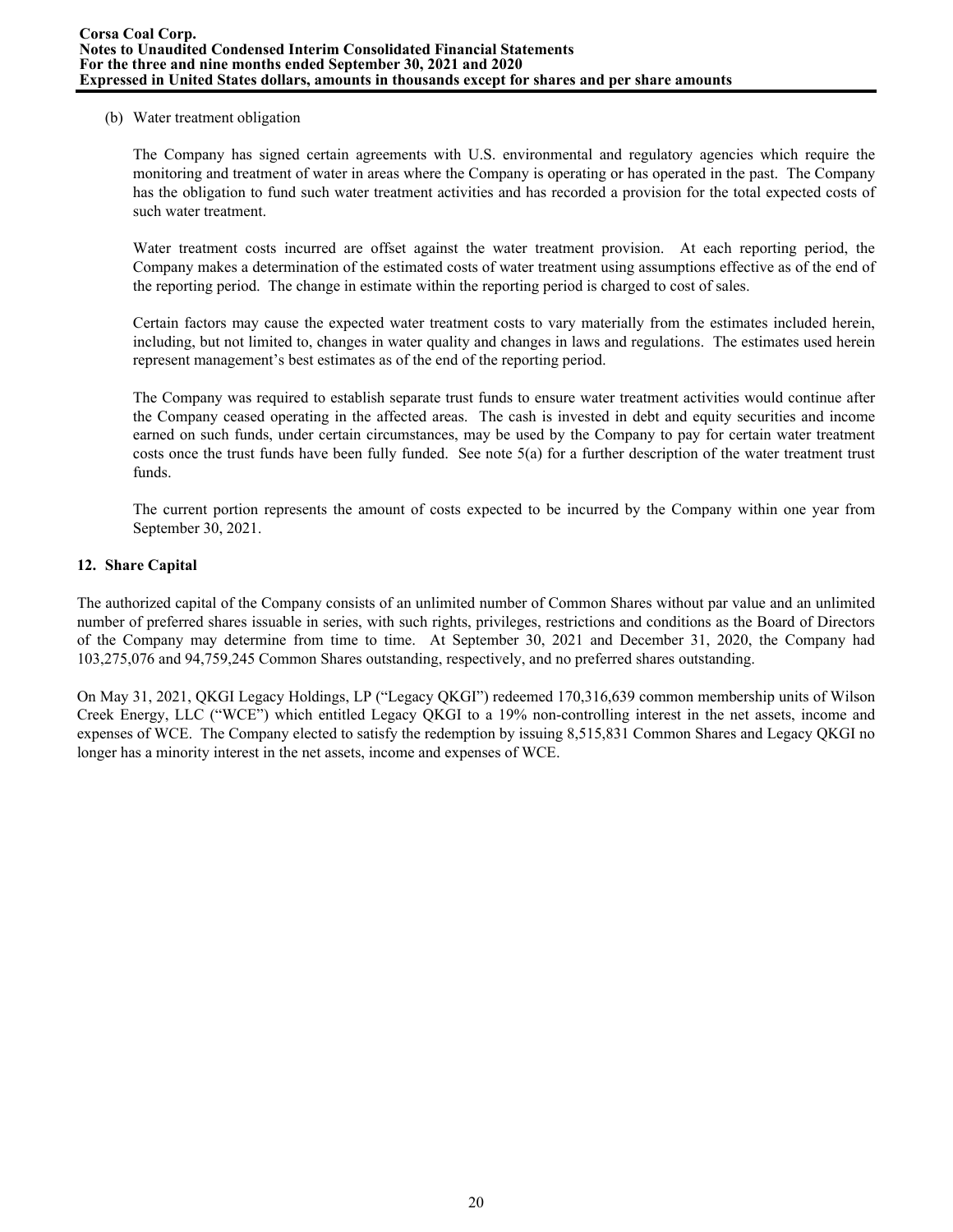(b) Water treatment obligation

The Company has signed certain agreements with U.S. environmental and regulatory agencies which require the monitoring and treatment of water in areas where the Company is operating or has operated in the past. The Company has the obligation to fund such water treatment activities and has recorded a provision for the total expected costs of such water treatment.

Water treatment costs incurred are offset against the water treatment provision. At each reporting period, the Company makes a determination of the estimated costs of water treatment using assumptions effective as of the end of the reporting period. The change in estimate within the reporting period is charged to cost of sales.

Certain factors may cause the expected water treatment costs to vary materially from the estimates included herein, including, but not limited to, changes in water quality and changes in laws and regulations. The estimates used herein represent management's best estimates as of the end of the reporting period.

The Company was required to establish separate trust funds to ensure water treatment activities would continue after the Company ceased operating in the affected areas. The cash is invested in debt and equity securities and income earned on such funds, under certain circumstances, may be used by the Company to pay for certain water treatment costs once the trust funds have been fully funded. See note 5(a) for a further description of the water treatment trust funds.

The current portion represents the amount of costs expected to be incurred by the Company within one year from September 30, 2021.

## 12. Share Capital

The authorized capital of the Company consists of an unlimited number of Common Shares without par value and an unlimited number of preferred shares issuable in series, with such rights, privileges, restrictions and conditions as the Board of Directors of the Company may determine from time to time. At September 30, 2021 and December 31, 2020, the Company had 103,275,076 and 94,759,245 Common Shares outstanding, respectively, and no preferred shares outstanding.

On May 31, 2021, QKGI Legacy Holdings, LP ("Legacy QKGI") redeemed 170,316,639 common membership units of Wilson Creek Energy, LLC ("WCE") which entitled Legacy QKGI to a 19% non-controlling interest in the net assets, income and expenses of WCE. The Company elected to satisfy the redemption by issuing 8,515,831 Common Shares and Legacy QKGI no longer has a minority interest in the net assets, income and expenses of WCE.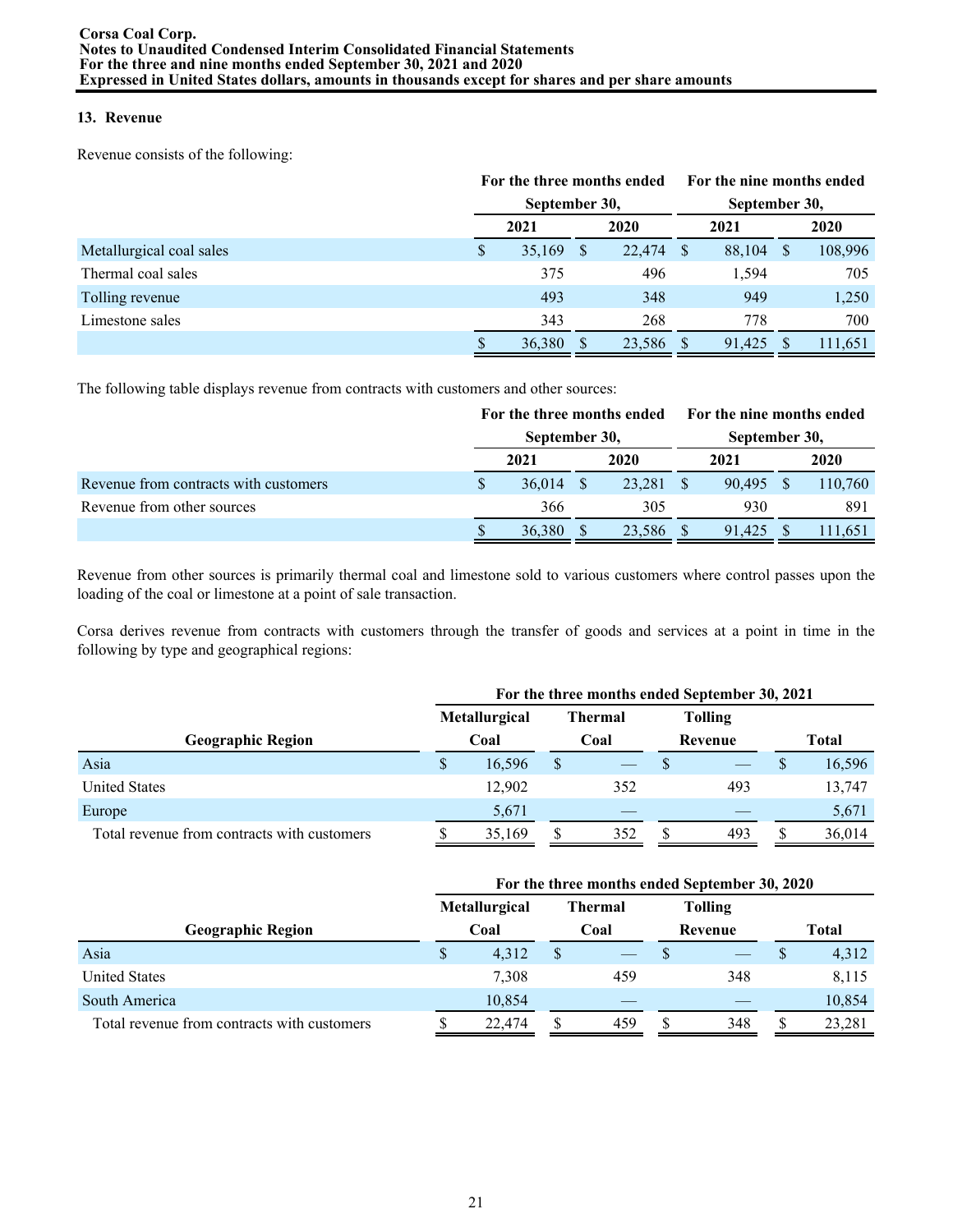## 13. Revenue

Revenue consists of the following:

| | For the three months ended September 30, | | For the nine months ended September 30, | |
|---|---|---|---|---|
| | 2021 | 2020 | 2021 | 2020 |
| Metallurgical coal sales | $ 35,169 | $ 22,474 | $ 88,104 | $ 108,996 |
| Thermal coal sales | 375 | 496 | 1,594 | 705 |
| Tolling revenue | 493 | 348 | 949 | 1,250 |
| Limestone sales | 343 | 268 | 778 | 700 |
| | $ 36,380 | $ 23,586 | $ 91,425 | $ 111,651 |

The following table displays revenue from contracts with customers and other sources:

| | For the three months ended September 30, | | For the nine months ended September 30, | |
|---|---|---|---|---|
| | 2021 | 2020 | 2021 | 2020 |
| Revenue from contracts with customers | $ 36,014 | $ 23,281 | $ 90,495 | $ 110,760 |
| Revenue from other sources | 366 | 305 | 930 | 891 |
| | $ 36,380 | $ 23,586 | $ 91,425 | $ 111,651 |

Revenue from other sources is primarily thermal coal and limestone sold to various customers where control passes upon the loading of the coal or limestone at a point of sale transaction.

Corsa derives revenue from contracts with customers through the transfer of goods and services at a point in time in the following by type and geographical regions:

| | For the three months ended September 30, 2021 | | | |
|---|---|---|---|---|
| Geographic Region | Metallurgical Coal | Thermal Coal | Tolling Revenue | Total |
| Asia | $ 16,596 | $ — | $ — | $ 16,596 |
| United States | 12,902 | 352 | 493 | 13,747 |
| Europe | 5,671 | — | — | 5,671 |
| Total revenue from contracts with customers | $ 35,169 | $ 352 | $ 493 | $ 36,014 |

| | For the three months ended September 30, 2020 | | | |
|---|---|---|---|---|
| Geographic Region | Metallurgical Coal | Thermal Coal | Tolling Revenue | Total |
| Asia | $ 4,312 | $ — | $ — | $ 4,312 |
| United States | 7,308 | 459 | 348 | 8,115 |
| South America | 10,854 | — | — | 10,854 |
| Total revenue from contracts with customers | $ 22,474 | $ 459 | $ 348 | $ 23,281 |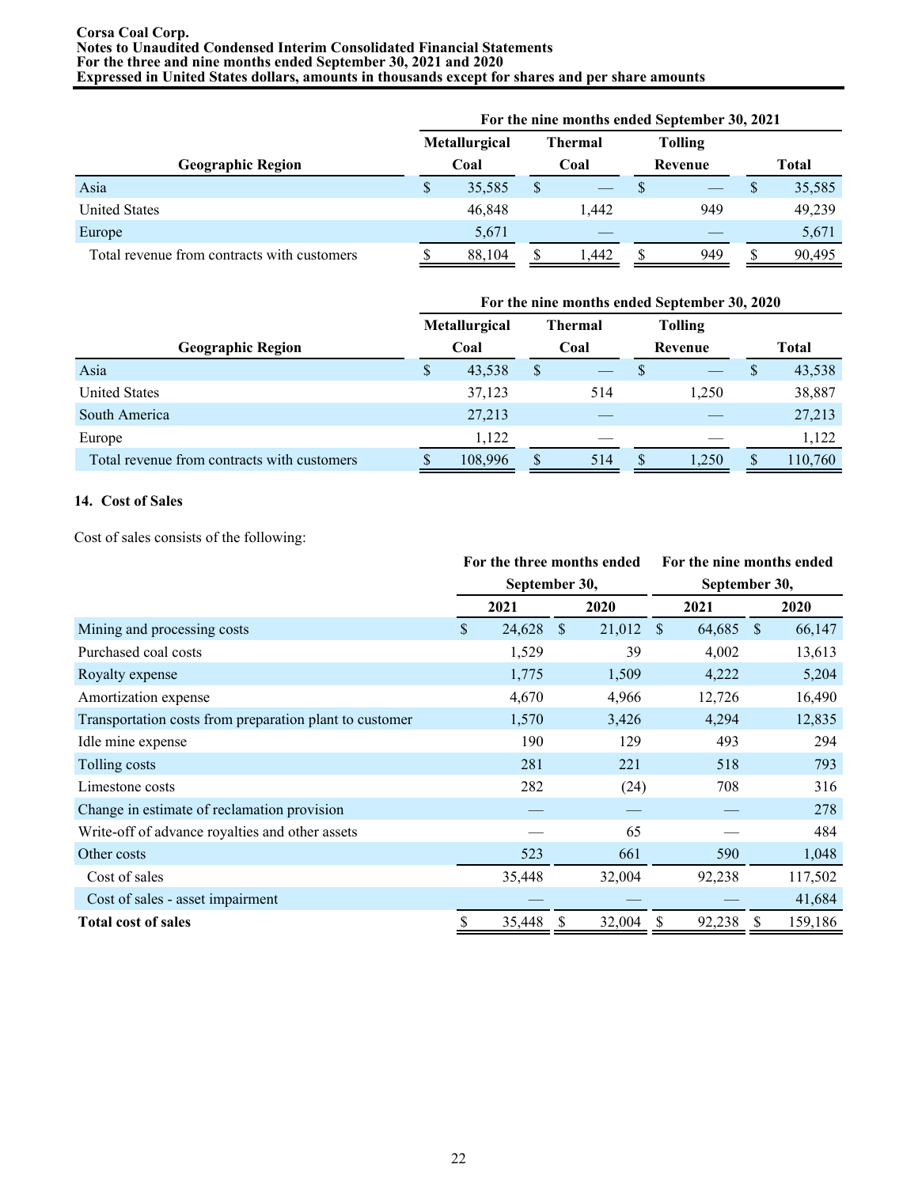| | For the nine months ended September 30, 2021 | | | |
|---|---|---|---|---|
| **Geographic Region** | **Metallurgical Coal** | **Thermal Coal** | **Tolling Revenue** | **Total** |
| Asia | $ 35,585 | $ — | $ — | $ 35,585 |
| United States | 46,848 | 1,442 | 949 | 49,239 |
| Europe | 5,671 | — | — | 5,671 |
| Total revenue from contracts with customers | $ 88,104 | $ 1,442 | $ 949 | $ 90,495 |

| | For the nine months ended September 30, 2020 | | | |
|---|---|---|---|---|
| **Geographic Region** | **Metallurgical Coal** | **Thermal Coal** | **Tolling Revenue** | **Total** |
| Asia | $ 43,538 | $ — | $ — | $ 43,538 |
| United States | 37,123 | 514 | 1,250 | 38,887 |
| South America | 27,213 | — | — | 27,213 |
| Europe | 1,122 | — | — | 1,122 |
| Total revenue from contracts with customers | $ 108,996 | $ 514 | $ 1,250 | $ 110,760 |

## 14. Cost of Sales

Cost of sales consists of the following:

| | For the three months ended September 30, | | For the nine months ended September 30, | |
|---|---|---|---|---|
| | **2021** | **2020** | **2021** | **2020** |
| Mining and processing costs | $ 24,628 | $ 21,012 | $ 64,685 | $ 66,147 |
| Purchased coal costs | 1,529 | 39 | 4,002 | 13,613 |
| Royalty expense | 1,775 | 1,509 | 4,222 | 5,204 |
| Amortization expense | 4,670 | 4,966 | 12,726 | 16,490 |
| Transportation costs from preparation plant to customer | 1,570 | 3,426 | 4,294 | 12,835 |
| Idle mine expense | 190 | 129 | 493 | 294 |
| Tolling costs | 281 | 221 | 518 | 793 |
| Limestone costs | 282 | (24) | 708 | 316 |
| Change in estimate of reclamation provision | — | — | — | 278 |
| Write-off of advance royalties and other assets | — | 65 | — | 484 |
| Other costs | 523 | 661 | 590 | 1,048 |
| Cost of sales | 35,448 | 32,004 | 92,238 | 117,502 |
| Cost of sales - asset impairment | — | — | — | 41,684 |
| **Total cost of sales** | $ 35,448 | $ 32,004 | $ 92,238 | $ 159,186 |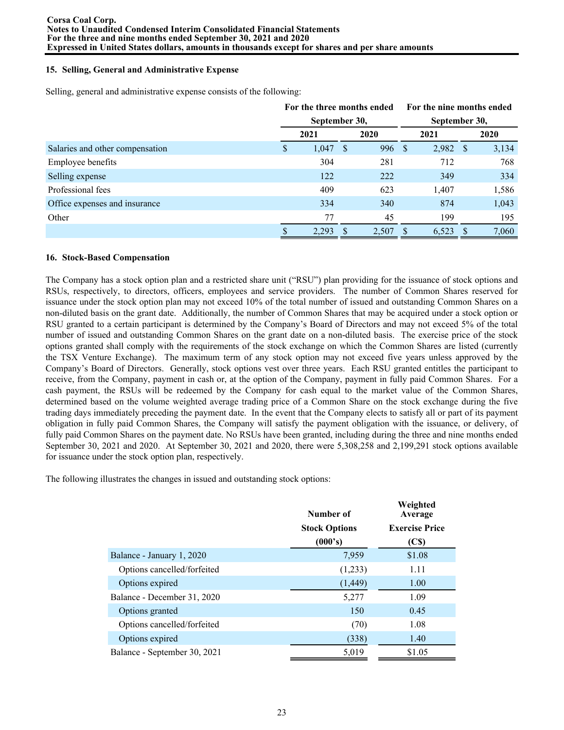## 15. Selling, General and Administrative Expense

Selling, general and administrative expense consists of the following:

| | For the three months ended September 30, | | For the nine months ended September 30, | |
|---|---|---|---|---|
| | 2021 | 2020 | 2021 | 2020 |
| Salaries and other compensation | $ 1,047 | $ 996 | $ 2,982 | $ 3,134 |
| Employee benefits | 304 | 281 | 712 | 768 |
| Selling expense | 122 | 222 | 349 | 334 |
| Professional fees | 409 | 623 | 1,407 | 1,586 |
| Office expenses and insurance | 334 | 340 | 874 | 1,043 |
| Other | 77 | 45 | 199 | 195 |
| | $ 2,293 | $ 2,507 | $ 6,523 | $ 7,060 |

## 16. Stock-Based Compensation

The Company has a stock option plan and a restricted share unit ("RSU") plan providing for the issuance of stock options and RSUs, respectively, to directors, officers, employees and service providers. The number of Common Shares reserved for issuance under the stock option plan may not exceed 10% of the total number of issued and outstanding Common Shares on a non-diluted basis on the grant date. Additionally, the number of Common Shares that may be acquired under a stock option or RSU granted to a certain participant is determined by the Company's Board of Directors and may not exceed 5% of the total number of issued and outstanding Common Shares on the grant date on a non-diluted basis. The exercise price of the stock options granted shall comply with the requirements of the stock exchange on which the Common Shares are listed (currently the TSX Venture Exchange). The maximum term of any stock option may not exceed five years unless approved by the Company's Board of Directors. Generally, stock options vest over three years. Each RSU granted entitles the participant to receive, from the Company, payment in cash or, at the option of the Company, payment in fully paid Common Shares. For a cash payment, the RSUs will be redeemed by the Company for cash equal to the market value of the Common Shares, determined based on the volume weighted average trading price of a Common Share on the stock exchange during the five trading days immediately preceding the payment date. In the event that the Company elects to satisfy all or part of its payment obligation in fully paid Common Shares, the Company will satisfy the payment obligation with the issuance, or delivery, of fully paid Common Shares on the payment date. No RSUs have been granted, including during the three and nine months ended September 30, 2021 and 2020. At September 30, 2021 and 2020, there were 5,308,258 and 2,199,291 stock options available for issuance under the stock option plan, respectively.

The following illustrates the changes in issued and outstanding stock options:

| | Number of Stock Options (000's) | Weighted Average Exercise Price (C$) |
|---|---|---|
| Balance - January 1, 2020 | 7,959 | $1.08 |
| Options cancelled/forfeited | (1,233) | 1.11 |
| Options expired | (1,449) | 1.00 |
| Balance - December 31, 2020 | 5,277 | 1.09 |
| Options granted | 150 | 0.45 |
| Options cancelled/forfeited | (70) | 1.08 |
| Options expired | (338) | 1.40 |
| Balance - September 30, 2021 | 5,019 | $1.05 |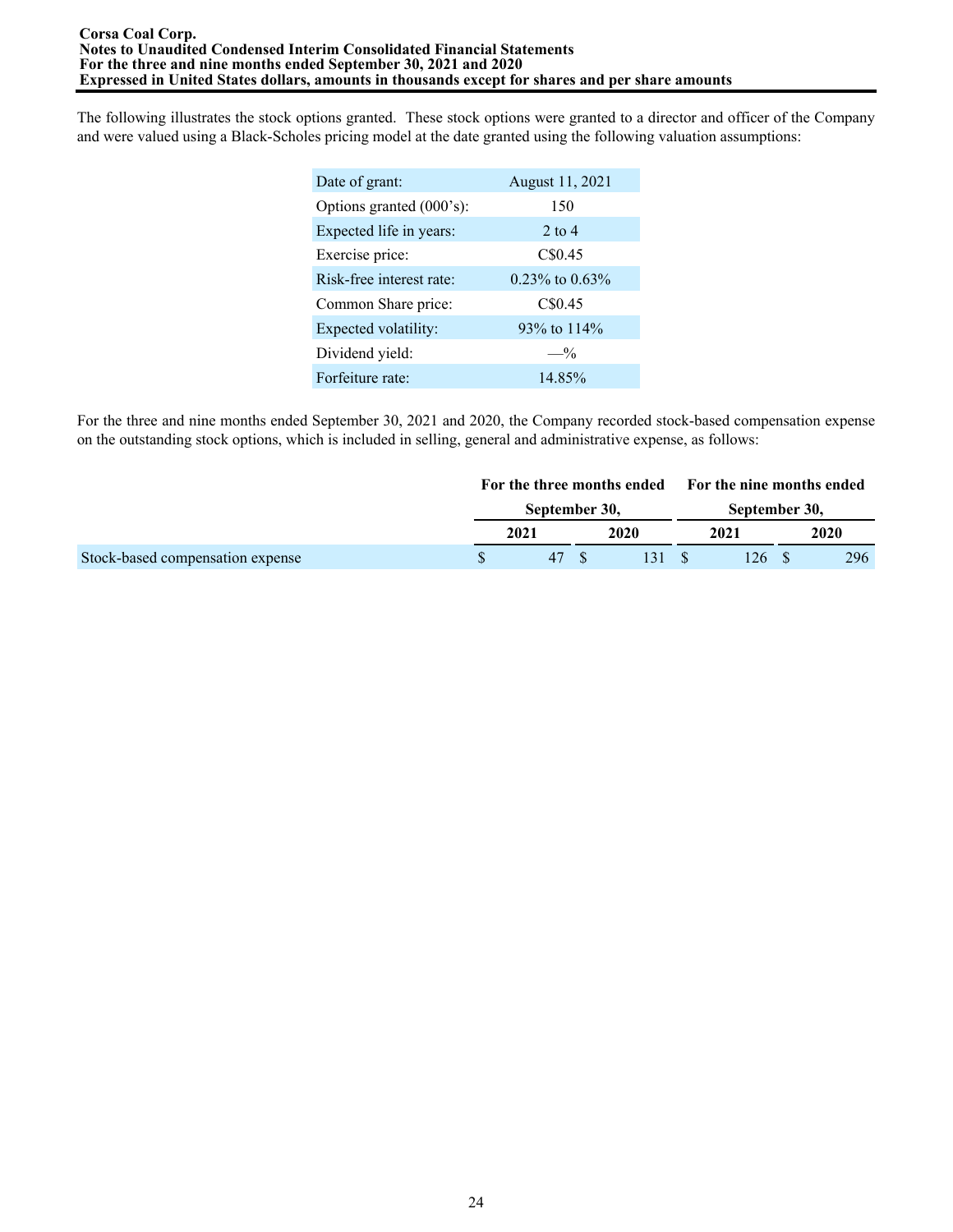The following illustrates the stock options granted. These stock options were granted to a director and officer of the Company and were valued using a Black-Scholes pricing model at the date granted using the following valuation assumptions:

| | |
|---|---|
| Date of grant: | August 11, 2021 |
| Options granted (000's): | 150 |
| Expected life in years: | 2 to 4 |
| Exercise price: | C$0.45 |
| Risk-free interest rate: | 0.23% to 0.63% |
| Common Share price: | C$0.45 |
| Expected volatility: | 93% to 114% |
| Dividend yield: | —% |
| Forfeiture rate: | 14.85% |

For the three and nine months ended September 30, 2021 and 2020, the Company recorded stock-based compensation expense on the outstanding stock options, which is included in selling, general and administrative expense, as follows:

| | For the three months ended September 30, | | For the nine months ended September 30, | |
|---|---|---|---|---|
| | 2021 | 2020 | 2021 | 2020 |
| Stock-based compensation expense | $ 47 | $ 131 | $ 126 | $ 296 |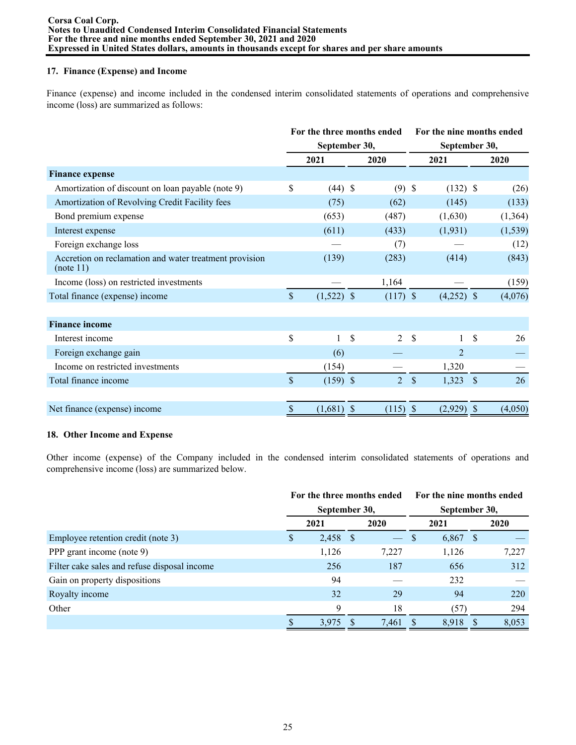### 17. Finance (Expense) and Income

Finance (expense) and income included in the condensed interim consolidated statements of operations and comprehensive income (loss) are summarized as follows:

| | For the three months ended September 30, | | For the nine months ended September 30, | |
|---|---|---|---|---|
| | 2021 | 2020 | 2021 | 2020 |
| **Finance expense** | | | | |
| Amortization of discount on loan payable (note 9) | $ (44) | $ (9) | $ (132) | $ (26) |
| Amortization of Revolving Credit Facility fees | (75) | (62) | (145) | (133) |
| Bond premium expense | (653) | (487) | (1,630) | (1,364) |
| Interest expense | (611) | (433) | (1,931) | (1,539) |
| Foreign exchange loss | — | (7) | — | (12) |
| Accretion on reclamation and water treatment provision (note 11) | (139) | (283) | (414) | (843) |
| Income (loss) on restricted investments | — | 1,164 | — | (159) |
| Total finance (expense) income | $ (1,522) | $ (117) | $ (4,252) | $ (4,076) |
| | | | | |
| **Finance income** | | | | |
| Interest income | $ 1 | $ 2 | $ 1 | $ 26 |
| Foreign exchange gain | (6) | — | 2 | — |
| Income on restricted investments | (154) | — | 1,320 | — |
| Total finance income | $ (159) | $ 2 | $ 1,323 | $ 26 |
| | | | | |
| Net finance (expense) income | $ (1,681) | $ (115) | $ (2,929) | $ (4,050) |

### 18. Other Income and Expense

Other income (expense) of the Company included in the condensed interim consolidated statements of operations and comprehensive income (loss) are summarized below.

| | For the three months ended September 30, | | For the nine months ended September 30, | |
|---|---|---|---|---|
| | 2021 | 2020 | 2021 | 2020 |
| Employee retention credit (note 3) | $ 2,458 | $ — | $ 6,867 | $ — |
| PPP grant income (note 9) | 1,126 | 7,227 | 1,126 | 7,227 |
| Filter cake sales and refuse disposal income | 256 | 187 | 656 | 312 |
| Gain on property dispositions | 94 | — | 232 | — |
| Royalty income | 32 | 29 | 94 | 220 |
| Other | 9 | 18 | (57) | 294 |
| | $ 3,975 | $ 7,461 | $ 8,918 | $ 8,053 |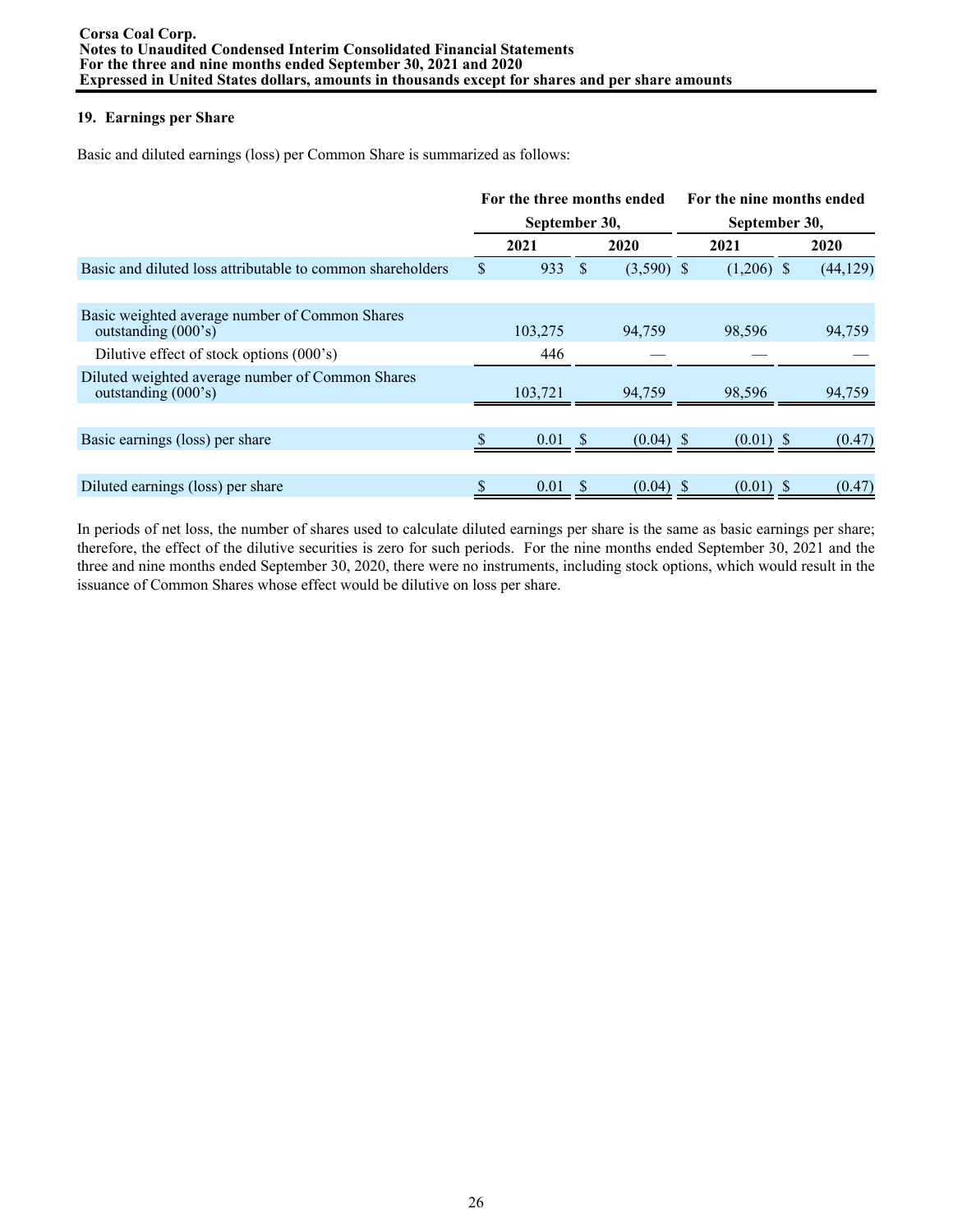## 19. Earnings per Share

Basic and diluted earnings (loss) per Common Share is summarized as follows:

| | For the three months ended September 30, | | For the nine months ended September 30, | |
|---|---|---|---|---|
| | 2021 | 2020 | 2021 | 2020 |
| Basic and diluted loss attributable to common shareholders | $ 933 | $ (3,590) | $ (1,206) | $ (44,129) |
| Basic weighted average number of Common Shares outstanding (000's) | 103,275 | 94,759 | 98,596 | 94,759 |
| Dilutive effect of stock options (000's) | 446 | — | — | — |
| Diluted weighted average number of Common Shares outstanding (000's) | 103,721 | 94,759 | 98,596 | 94,759 |
| Basic earnings (loss) per share | $ 0.01 | $ (0.04) | $ (0.01) | $ (0.47) |
| Diluted earnings (loss) per share | $ 0.01 | $ (0.04) | $ (0.01) | $ (0.47) |

In periods of net loss, the number of shares used to calculate diluted earnings per share is the same as basic earnings per share; therefore, the effect of the dilutive securities is zero for such periods. For the nine months ended September 30, 2021 and the three and nine months ended September 30, 2020, there were no instruments, including stock options, which would result in the issuance of Common Shares whose effect would be dilutive on loss per share.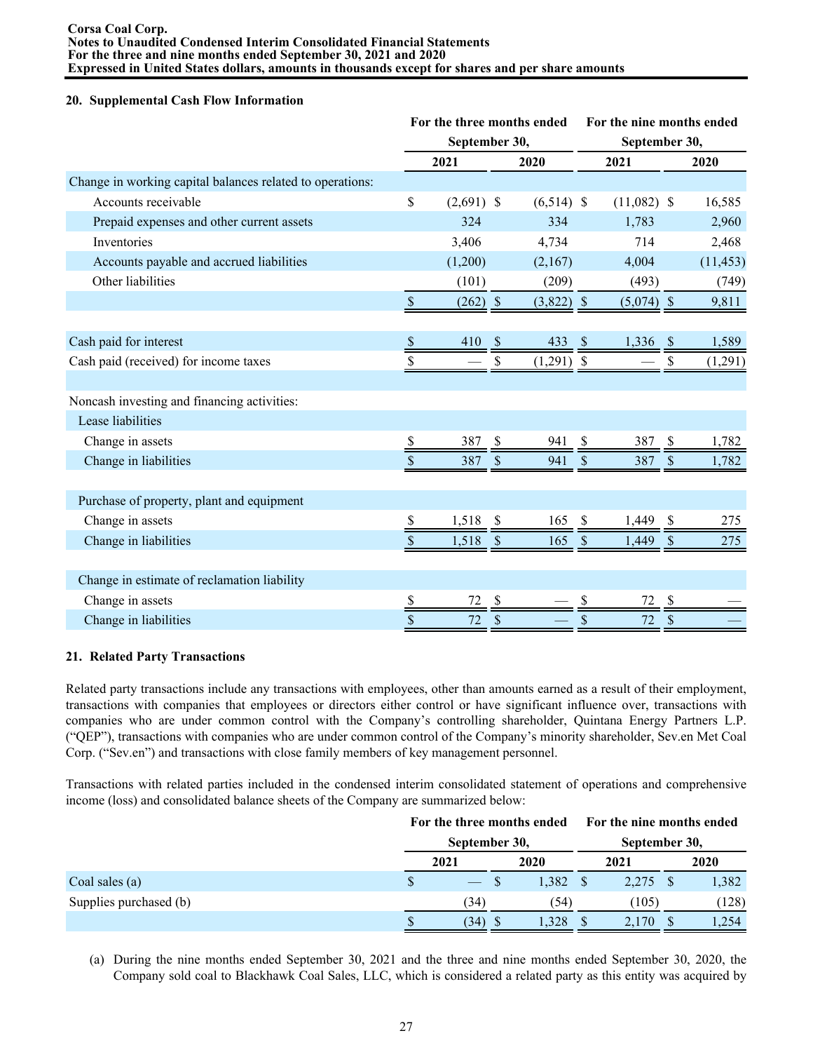### 20. Supplemental Cash Flow Information

| | For the three months ended September 30, | | For the nine months ended September 30, | |
|---|---|---|---|---|
| | 2021 | 2020 | 2021 | 2020 |
| Change in working capital balances related to operations: | | | | |
| Accounts receivable | $ (2,691) | $ (6,514) | $ (11,082) | $ 16,585 |
| Prepaid expenses and other current assets | 324 | 334 | 1,783 | 2,960 |
| Inventories | 3,406 | 4,734 | 714 | 2,468 |
| Accounts payable and accrued liabilities | (1,200) | (2,167) | 4,004 | (11,453) |
| Other liabilities | (101) | (209) | (493) | (749) |
| | $ (262) | $ (3,822) | $ (5,074) | $ 9,811 |
| | | | | |
| Cash paid for interest | $ 410 | $ 433 | $ 1,336 | $ 1,589 |
| Cash paid (received) for income taxes | $ — | $ (1,291) | $ — | $ (1,291) |
| | | | | |
| Noncash investing and financing activities: | | | | |
| Lease liabilities | | | | |
| Change in assets | $ 387 | $ 941 | $ 387 | $ 1,782 |
| Change in liabilities | $ 387 | $ 941 | $ 387 | $ 1,782 |
| | | | | |
| Purchase of property, plant and equipment | | | | |
| Change in assets | $ 1,518 | $ 165 | $ 1,449 | $ 275 |
| Change in liabilities | $ 1,518 | $ 165 | $ 1,449 | $ 275 |
| | | | | |
| Change in estimate of reclamation liability | | | | |
| Change in assets | $ 72 | $ — | $ 72 | $ — |
| Change in liabilities | $ 72 | $ — | $ 72 | $ — |

### 21. Related Party Transactions

Related party transactions include any transactions with employees, other than amounts earned as a result of their employment, transactions with companies that employees or directors either control or have significant influence over, transactions with companies who are under common control with the Company's controlling shareholder, Quintana Energy Partners L.P. ("QEP"), transactions with companies who are under common control of the Company's minority shareholder, Sev.en Met Coal Corp. ("Sev.en") and transactions with close family members of key management personnel.

Transactions with related parties included in the condensed interim consolidated statement of operations and comprehensive income (loss) and consolidated balance sheets of the Company are summarized below:

| | For the three months ended September 30, | | For the nine months ended September 30, | |
|---|---|---|---|---|
| | 2021 | 2020 | 2021 | 2020 |
| Coal sales (a) | $ — | $ 1,382 | $ 2,275 | $ 1,382 |
| Supplies purchased (b) | (34) | (54) | (105) | (128) |
| | $ (34) | $ 1,328 | $ 2,170 | $ 1,254 |

(a) During the nine months ended September 30, 2021 and the three and nine months ended September 30, 2020, the Company sold coal to Blackhawk Coal Sales, LLC, which is considered a related party as this entity was acquired by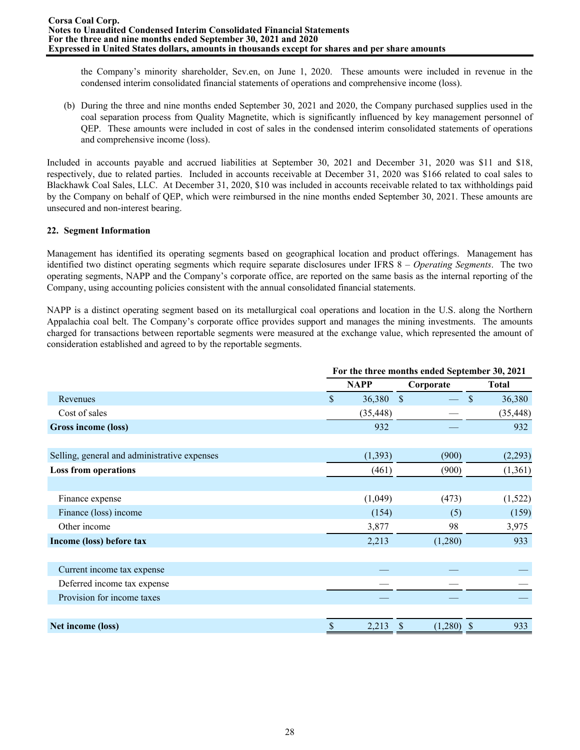the Company's minority shareholder, Sev.en, on June 1, 2020. These amounts were included in revenue in the condensed interim consolidated financial statements of operations and comprehensive income (loss).

(b) During the three and nine months ended September 30, 2021 and 2020, the Company purchased supplies used in the coal separation process from Quality Magnetite, which is significantly influenced by key management personnel of QEP. These amounts were included in cost of sales in the condensed interim consolidated statements of operations and comprehensive income (loss).

Included in accounts payable and accrued liabilities at September 30, 2021 and December 31, 2020 was $11 and $18, respectively, due to related parties. Included in accounts receivable at December 31, 2020 was $166 related to coal sales to Blackhawk Coal Sales, LLC. At December 31, 2020, $10 was included in accounts receivable related to tax withholdings paid by the Company on behalf of QEP, which were reimbursed in the nine months ended September 30, 2021. These amounts are unsecured and non-interest bearing.

**22. Segment Information**

Management has identified its operating segments based on geographical location and product offerings. Management has identified two distinct operating segments which require separate disclosures under IFRS 8 – *Operating Segments*. The two operating segments, NAPP and the Company's corporate office, are reported on the same basis as the internal reporting of the Company, using accounting policies consistent with the annual consolidated financial statements.

NAPP is a distinct operating segment based on its metallurgical coal operations and location in the U.S. along the Northern Appalachia coal belt. The Company's corporate office provides support and manages the mining investments. The amounts charged for transactions between reportable segments were measured at the exchange value, which represented the amount of consideration established and agreed to by the reportable segments.

| | For the three months ended September 30, 2021 | | |
|---|---|---|---|
| | NAPP | Corporate | Total |
| Revenues | $ 36,380 | $ — | $ 36,380 |
| Cost of sales | (35,448) | — | (35,448) |
| **Gross income (loss)** | 932 | — | 932 |
| | | | |
| Selling, general and administrative expenses | (1,393) | (900) | (2,293) |
| **Loss from operations** | (461) | (900) | (1,361) |
| | | | |
| Finance expense | (1,049) | (473) | (1,522) |
| Finance (loss) income | (154) | (5) | (159) |
| Other income | 3,877 | 98 | 3,975 |
| **Income (loss) before tax** | 2,213 | (1,280) | 933 |
| | | | |
| Current income tax expense | — | — | — |
| Deferred income tax expense | — | — | — |
| Provision for income taxes | — | — | — |
| | | | |
| **Net income (loss)** | $ 2,213 | $ (1,280) | $ 933 |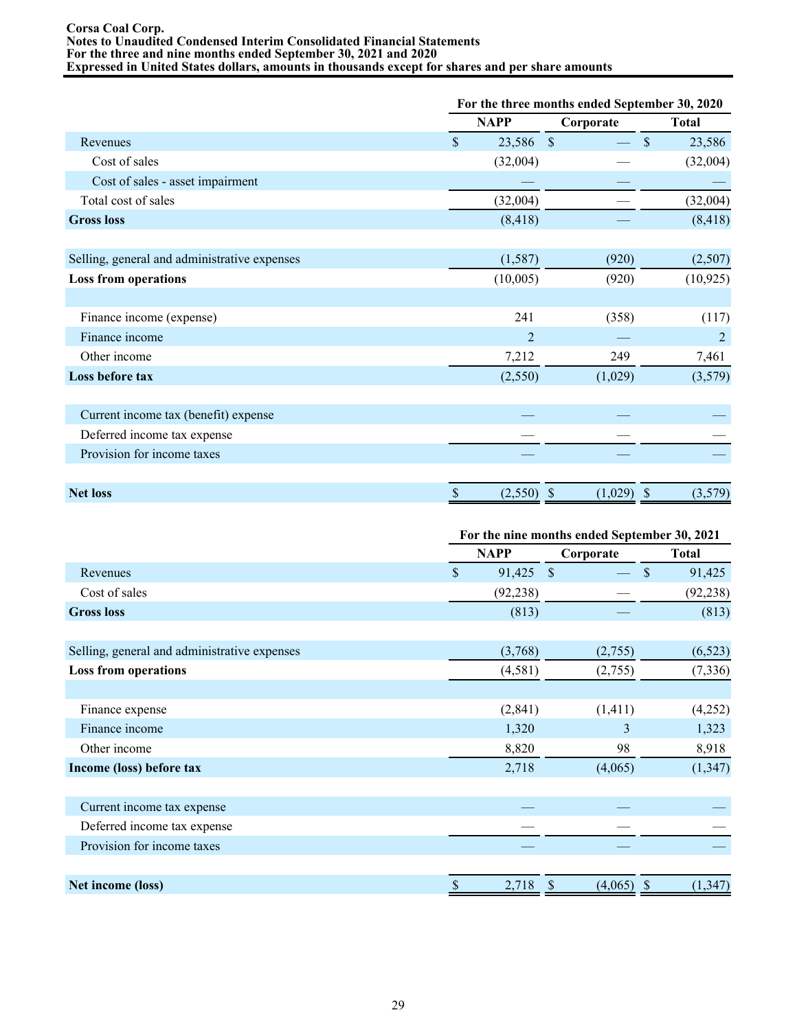| | For the three months ended September 30, 2020 | | |
|---|---|---|---|
| | NAPP | Corporate | Total |
| Revenues | $ 23,586 | $ — | $ 23,586 |
| Cost of sales | (32,004) | — | (32,004) |
| Cost of sales - asset impairment | — | — | — |
| Total cost of sales | (32,004) | — | (32,004) |
| **Gross loss** | (8,418) | — | (8,418) |
| | | | |
| Selling, general and administrative expenses | (1,587) | (920) | (2,507) |
| **Loss from operations** | (10,005) | (920) | (10,925) |
| | | | |
| Finance income (expense) | 241 | (358) | (117) |
| Finance income | 2 | — | 2 |
| Other income | 7,212 | 249 | 7,461 |
| **Loss before tax** | (2,550) | (1,029) | (3,579) |
| | | | |
| Current income tax (benefit) expense | — | — | — |
| Deferred income tax expense | — | — | — |
| Provision for income taxes | — | — | — |
| | | | |
| **Net loss** | $ (2,550) | $ (1,029) | $ (3,579) |

| | For the nine months ended September 30, 2021 | | |
|---|---|---|---|
| | NAPP | Corporate | Total |
| Revenues | $ 91,425 | $ — | $ 91,425 |
| Cost of sales | (92,238) | — | (92,238) |
| **Gross loss** | (813) | — | (813) |
| | | | |
| Selling, general and administrative expenses | (3,768) | (2,755) | (6,523) |
| **Loss from operations** | (4,581) | (2,755) | (7,336) |
| | | | |
| Finance expense | (2,841) | (1,411) | (4,252) |
| Finance income | 1,320 | 3 | 1,323 |
| Other income | 8,820 | 98 | 8,918 |
| **Income (loss) before tax** | 2,718 | (4,065) | (1,347) |
| | | | |
| Current income tax expense | — | — | — |
| Deferred income tax expense | — | — | — |
| Provision for income taxes | — | — | — |
| | | | |
| **Net income (loss)** | $ 2,718 | $ (4,065) | $ (1,347) |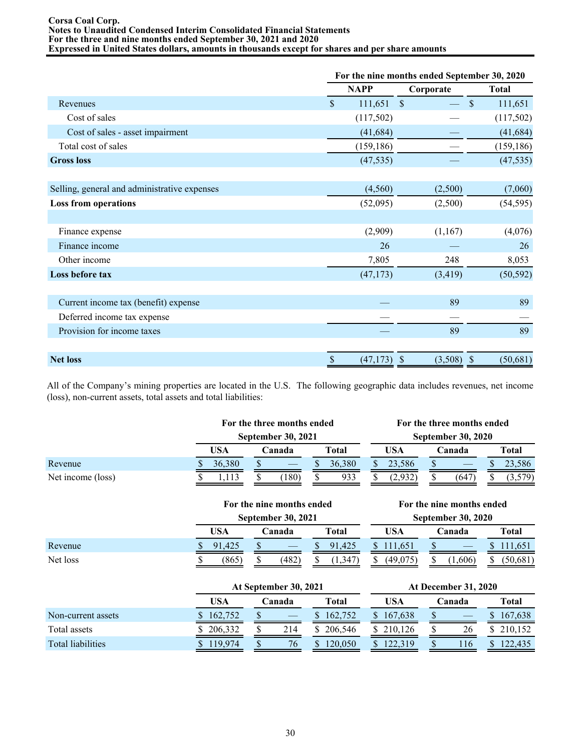| | For the nine months ended September 30, 2020 | | |
|---|---|---|---|
| | NAPP | Corporate | Total |
| Revenues | $ 111,651 | $ — | $ 111,651 |
| Cost of sales | (117,502) | — | (117,502) |
| Cost of sales - asset impairment | (41,684) | — | (41,684) |
| Total cost of sales | (159,186) | — | (159,186) |
| **Gross loss** | (47,535) | — | (47,535) |
| | | | |
| Selling, general and administrative expenses | (4,560) | (2,500) | (7,060) |
| **Loss from operations** | (52,095) | (2,500) | (54,595) |
| | | | |
| Finance expense | (2,909) | (1,167) | (4,076) |
| Finance income | 26 | — | 26 |
| Other income | 7,805 | 248 | 8,053 |
| **Loss before tax** | (47,173) | (3,419) | (50,592) |
| | | | |
| Current income tax (benefit) expense | — | 89 | 89 |
| Deferred income tax expense | — | — | — |
| Provision for income taxes | — | 89 | 89 |
| | | | |
| **Net loss** | $ (47,173) | $ (3,508) | $ (50,681) |

All of the Company's mining properties are located in the U.S. The following geographic data includes revenues, net income (loss), non-current assets, total assets and total liabilities:

| | For the three months ended September 30, 2021 | | | For the three months ended September 30, 2020 | | |
|---|---|---|---|---|---|---|
| | USA | Canada | Total | USA | Canada | Total |
| Revenue | $ 36,380 | $ — | $ 36,380 | $ 23,586 | $ — | $ 23,586 |
| Net income (loss) | $ 1,113 | $ (180) | $ 933 | $ (2,932) | $ (647) | $ (3,579) |

| | For the nine months ended September 30, 2021 | | | For the nine months ended September 30, 2020 | | |
|---|---|---|---|---|---|---|
| | USA | Canada | Total | USA | Canada | Total |
| Revenue | $ 91,425 | $ — | $ 91,425 | $ 111,651 | $ — | $ 111,651 |
| Net loss | $ (865) | $ (482) | $ (1,347) | $ (49,075) | $ (1,606) | $ (50,681) |

| | At September 30, 2021 | | | At December 31, 2020 | | |
|---|---|---|---|---|---|---|
| | USA | Canada | Total | USA | Canada | Total |
| Non-current assets | $ 162,752 | $ — | $ 162,752 | $ 167,638 | $ — | $ 167,638 |
| Total assets | $ 206,332 | $ 214 | $ 206,546 | $ 210,126 | $ 26 | $ 210,152 |
| Total liabilities | $ 119,974 | $ 76 | $ 120,050 | $ 122,319 | $ 116 | $ 122,435 |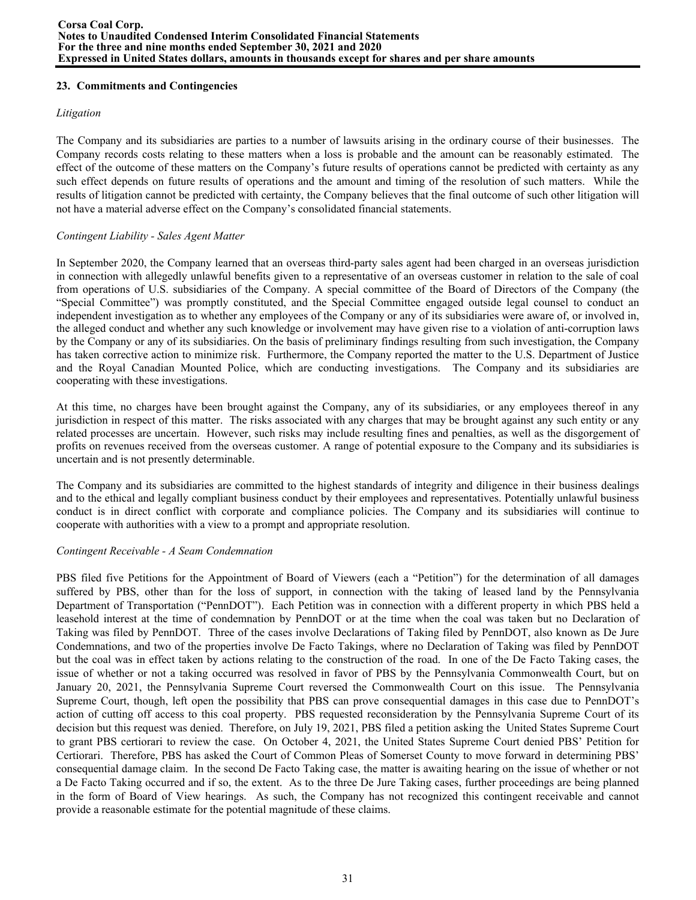## 23. Commitments and Contingencies

*Litigation*

The Company and its subsidiaries are parties to a number of lawsuits arising in the ordinary course of their businesses. The Company records costs relating to these matters when a loss is probable and the amount can be reasonably estimated. The effect of the outcome of these matters on the Company's future results of operations cannot be predicted with certainty as any such effect depends on future results of operations and the amount and timing of the resolution of such matters. While the results of litigation cannot be predicted with certainty, the Company believes that the final outcome of such other litigation will not have a material adverse effect on the Company's consolidated financial statements.

*Contingent Liability - Sales Agent Matter*

In September 2020, the Company learned that an overseas third-party sales agent had been charged in an overseas jurisdiction in connection with allegedly unlawful benefits given to a representative of an overseas customer in relation to the sale of coal from operations of U.S. subsidiaries of the Company. A special committee of the Board of Directors of the Company (the "Special Committee") was promptly constituted, and the Special Committee engaged outside legal counsel to conduct an independent investigation as to whether any employees of the Company or any of its subsidiaries were aware of, or involved in, the alleged conduct and whether any such knowledge or involvement may have given rise to a violation of anti-corruption laws by the Company or any of its subsidiaries. On the basis of preliminary findings resulting from such investigation, the Company has taken corrective action to minimize risk. Furthermore, the Company reported the matter to the U.S. Department of Justice and the Royal Canadian Mounted Police, which are conducting investigations. The Company and its subsidiaries are cooperating with these investigations.

At this time, no charges have been brought against the Company, any of its subsidiaries, or any employees thereof in any jurisdiction in respect of this matter. The risks associated with any charges that may be brought against any such entity or any related processes are uncertain. However, such risks may include resulting fines and penalties, as well as the disgorgement of profits on revenues received from the overseas customer. A range of potential exposure to the Company and its subsidiaries is uncertain and is not presently determinable.

The Company and its subsidiaries are committed to the highest standards of integrity and diligence in their business dealings and to the ethical and legally compliant business conduct by their employees and representatives. Potentially unlawful business conduct is in direct conflict with corporate and compliance policies. The Company and its subsidiaries will continue to cooperate with authorities with a view to a prompt and appropriate resolution.

*Contingent Receivable - A Seam Condemnation*

PBS filed five Petitions for the Appointment of Board of Viewers (each a "Petition") for the determination of all damages suffered by PBS, other than for the loss of support, in connection with the taking of leased land by the Pennsylvania Department of Transportation ("PennDOT"). Each Petition was in connection with a different property in which PBS held a leasehold interest at the time of condemnation by PennDOT or at the time when the coal was taken but no Declaration of Taking was filed by PennDOT. Three of the cases involve Declarations of Taking filed by PennDOT, also known as De Jure Condemnations, and two of the properties involve De Facto Takings, where no Declaration of Taking was filed by PennDOT but the coal was in effect taken by actions relating to the construction of the road. In one of the De Facto Taking cases, the issue of whether or not a taking occurred was resolved in favor of PBS by the Pennsylvania Commonwealth Court, but on January 20, 2021, the Pennsylvania Supreme Court reversed the Commonwealth Court on this issue. The Pennsylvania Supreme Court, though, left open the possibility that PBS can prove consequential damages in this case due to PennDOT's action of cutting off access to this coal property. PBS requested reconsideration by the Pennsylvania Supreme Court of its decision but this request was denied. Therefore, on July 19, 2021, PBS filed a petition asking the United States Supreme Court to grant PBS certiorari to review the case. On October 4, 2021, the United States Supreme Court denied PBS' Petition for Certiorari. Therefore, PBS has asked the Court of Common Pleas of Somerset County to move forward in determining PBS' consequential damage claim. In the second De Facto Taking case, the matter is awaiting hearing on the issue of whether or not a De Facto Taking occurred and if so, the extent. As to the three De Jure Taking cases, further proceedings are being planned in the form of Board of View hearings. As such, the Company has not recognized this contingent receivable and cannot provide a reasonable estimate for the potential magnitude of these claims.